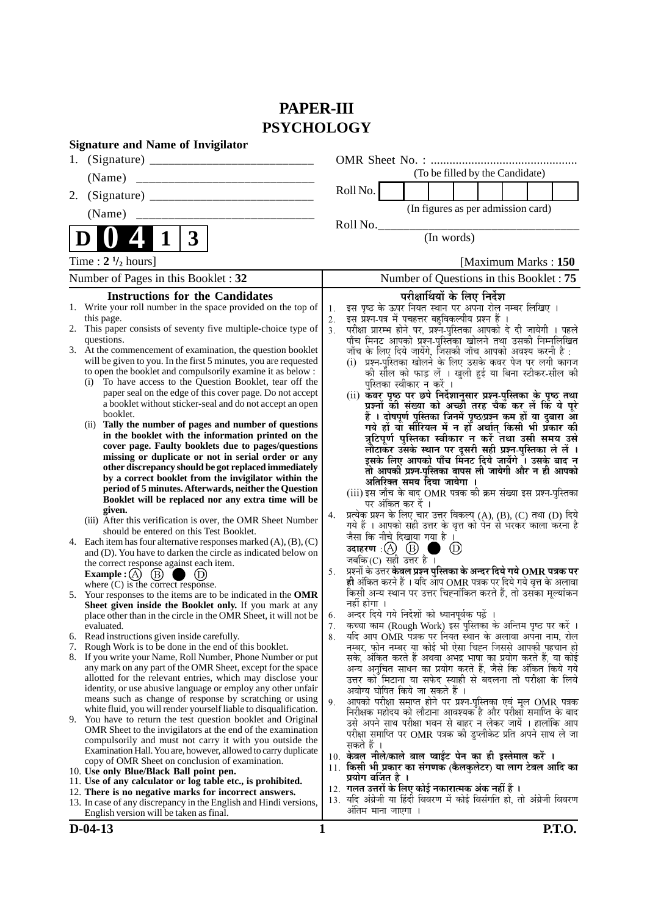# PAPER-III
# PSYCHOLOGY

**Signature and Name of Invigilator**

1. (Signature) __________________________

   (Name) __________________________

2. (Signature) __________________________

   (Name) __________________________

OMR Sheet No. : ...............................................

(To be filled by the Candidate)

Roll No. | | | | | | | | |

(In figures as per admission card)

Roll No.________________________________

(In words)

**D 0 4 1 3**

Time : **2 ½ hours**] [Maximum Marks : **150**

Number of Pages in this Booklet : 32

Number of Questions in this Booklet : 75

## Instructions for the Candidates

1. Write your roll number in the space provided on the top of this page.
2. This paper consists of seventy five multiple-choice type of questions.
3. At the commencement of examination, the question booklet will be given to you. In the first 5 minutes, you are requested to open the booklet and compulsorily examine it as below :
   (i) To have access to the Question Booklet, tear off the paper seal on the edge of this cover page. Do not accept a booklet without sticker-seal and do not accept an open booklet.
   (ii) **Tally the number of pages and number of questions in the booklet with the information printed on the cover page. Faulty booklets due to pages/questions missing or duplicate or not in serial order or any other discrepancy should be got replaced immediately by a correct booklet from the invigilator within the period of 5 minutes. Afterwards, neither the Question Booklet will be replaced nor any extra time will be given.**
   (iii) After this verification is over, the OMR Sheet Number should be entered on this Test Booklet.
4. Each item has four alternative responses marked (A), (B), (C) and (D). You have to darken the circle as indicated below on the correct response against each item.
   **Example :** (A) (B) ● (D)
   where (C) is the correct response.
5. Your responses to the items are to be indicated in the **OMR Sheet given inside the Booklet only.** If you mark at any place other than in the circle in the OMR Sheet, it will not be evaluated.
6. Read instructions given inside carefully.
7. Rough Work is to be done in the end of this booklet.
8. If you write your Name, Roll Number, Phone Number or put any mark on any part of the OMR Sheet, except for the space allotted for the relevant entries, which may disclose your identity, or use abusive language or employ any other unfair means such as change of response by scratching or using white fluid, you will render yourself liable to disqualification.
9. You have to return the test question booklet and Original OMR Sheet to the invigilators at the end of the examination compulsorily and must not carry it with you outside the Examination Hall. You are, however, allowed to carry duplicate copy of OMR Sheet on conclusion of examination.
10. **Use only Blue/Black Ball point pen.**
11. **Use of any calculator or log table etc., is prohibited.**
12. **There is no negative marks for incorrect answers.**
13. In case of any discrepancy in the English and Hindi versions, English version will be taken as final.

## परीक्षार्थियों के लिए निर्देश

1. इस पृष्ठ के ऊपर नियत स्थान पर अपना रोल नम्बर लिखिए ।
2. इस प्रश्न-पत्र में पचहत्तर बहुविकल्पीय प्रश्न हैं ।
3. परीक्षा प्रारम्भ होने पर, प्रश्न-पुस्तिका आपको दे दी जायेगी । पहले पाँच मिनट आपको प्रश्न-पुस्तिका खोलने तथा उसकी निम्नलिखित जाँच के लिए दिये जायेंगे, जिसकी जाँच आपको अवश्य करनी है :
   (i) प्रश्न-पुस्तिका खोलने के लिए उसके कवर पेज पर लगी कागज की सील को फाड़ लें । खुली हुई या बिना स्टीकर-सील की पुस्तिका स्वीकार न करें ।
   (ii) **कवर पृष्ठ पर छपे निर्देशानुसार प्रश्न-पुस्तिका के पृष्ठ तथा प्रश्नों की संख्या को अच्छी तरह चैक कर लें कि ये पूरे हैं । दोषपूर्ण पुस्तिका जिनमें पृष्ठ/प्रश्न कम हों या दुबारा आ गये हों या सीरियल में न हों अर्थात् किसी भी प्रकार की त्रुटिपूर्ण पुस्तिका स्वीकार न करें तथा उसी समय उसे लौटाकर उसके स्थान पर दूसरी सही प्रश्न-पुस्तिका ले लें । इसके लिए आपको पाँच मिनट दिये जायेंगे । उसके बाद न तो आपकी प्रश्न-पुस्तिका वापस ली जायेगी और न ही आपको अतिरिक्त समय दिया जायेगा ।**
   (iii) इस जाँच के बाद OMR पत्रक की क्रम संख्या इस प्रश्न-पुस्तिका पर अंकित कर दें ।
4. प्रत्येक प्रश्न के लिए चार उत्तर विकल्प (A), (B), (C) तथा (D) दिये गये हैं । आपको सही उत्तर के वृत्त को पेन से भरकर काला करना है जैसा कि नीचे दिखाया गया है ।
   **उदाहरण :** (A) (B) ● (D)
   जबकि (C) सही उत्तर है ।
5. प्रश्नों के उत्तर **केवल प्रश्न पुस्तिका के अन्दर दिये गये OMR पत्रक पर ही** अंकित करने हैं । यदि आप OMR पत्रक पर दिये गये वृत्त के अलावा किसी अन्य स्थान पर उत्तर चिह्नांकित करते हैं, तो उसका मूल्यांकन नहीं होगा ।
6. अन्दर दिये गये निर्देशों को ध्यानपूर्वक पढ़ें ।
7. कच्चा काम (Rough Work) इस पुस्तिका के अन्तिम पृष्ठ पर करें ।
8. यदि आप OMR पत्रक पर नियत स्थान के अलावा अपना नाम, रोल नम्बर, फोन नम्बर या कोई भी ऐसा चिह्न जिससे आपकी पहचान हो सके, अंकित करते हैं अथवा अभद्र भाषा का प्रयोग करते हैं, या कोई अन्य अनुचित साधन का प्रयोग करते हैं, जैसे कि अंकित किये गये उत्तर को मिटाना या सफेद स्याही से बदलना तो परीक्षा के लिये अयोग्य घोषित किये जा सकते हैं ।
9. आपको परीक्षा समाप्त होने पर प्रश्न-पुस्तिका एवं मूल OMR पत्रक निरीक्षक महोदय को लौटाना आवश्यक है और परीक्षा समाप्ति के बाद उसे अपने साथ परीक्षा भवन से बाहर न लेकर जायें । हालांकि आप परीक्षा समाप्ति पर OMR पत्रक की डुप्लीकेट प्रति अपने साथ ले जा सकते हैं ।
10. **केवल नीले/काले बाल प्वाईंट पेन का ही इस्तेमाल करें ।**
11. **किसी भी प्रकार का संगणक (कैलकुलेटर) या लाग टेबल आदि का प्रयोग वर्जित है ।**
12. **गलत उत्तरों के लिए कोई नकारात्मक अंक नहीं हैं ।**
13. यदि अंग्रेजी या हिंदी विवरण में कोई विसंगति हो, तो अंग्रेजी विवरण अंतिम माना जाएगा ।

D-04-13 P.T.O.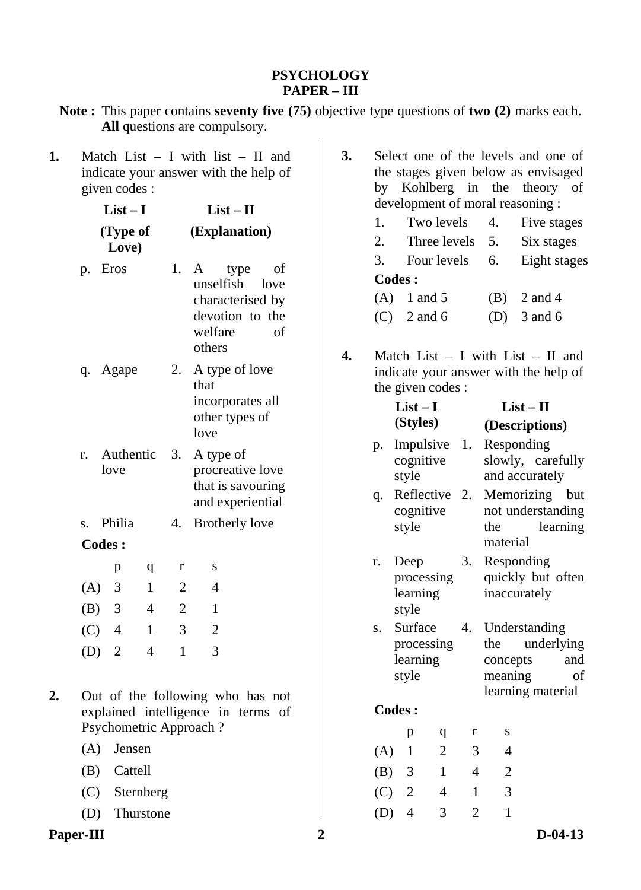# PSYCHOLOGY
## PAPER – III

**Note :** This paper contains **seventy five (75)** objective type questions of **two (2)** marks each. **All** questions are compulsory.

**1.** Match List – I with list – II and indicate your answer with the help of given codes :

| | List – I (Type of Love) | | List – II (Explanation) |
|---|---|---|---|
| p. | Eros | 1. | A type of unselfish love characterised by devotion to the welfare of others |
| q. | Agape | 2. | A type of love that incorporates all other types of love |
| r. | Authentic love | 3. | A type of procreative love that is savouring and experiential |
| s. | Philia | 4. | Brotherly love |

**Codes :**

| | p | q | r | s |
|---|---|---|---|---|
| (A) | 3 | 1 | 2 | 4 |
| (B) | 3 | 4 | 2 | 1 |
| (C) | 4 | 1 | 3 | 2 |
| (D) | 2 | 4 | 1 | 3 |

**2.** Out of the following who has not explained intelligence in terms of Psychometric Approach ?

(A) Jensen
(B) Cattell
(C) Sternberg
(D) Thurstone

**3.** Select one of the levels and one of the stages given below as envisaged by Kohlberg in the theory of development of moral reasoning :

| | | | |
|---|---|---|---|
| 1. | Two levels | 4. | Five stages |
| 2. | Three levels | 5. | Six stages |
| 3. | Four levels | 6. | Eight stages |

**Codes :**

(A) 1 and 5
(B) 2 and 4
(C) 2 and 6
(D) 3 and 6

**4.** Match List – I with List – II and indicate your answer with the help of the given codes :

| | List – I (Styles) | | List – II (Descriptions) |
|---|---|---|---|
| p. | Impulsive cognitive style | 1. | Responding slowly, carefully and accurately |
| q. | Reflective cognitive style | 2. | Memorizing but not understanding the learning material |
| r. | Deep processing learning style | 3. | Responding quickly but often inaccurately |
| s. | Surface processing learning style | 4. | Understanding the underlying concepts and meaning of learning material |

**Codes :**

| | p | q | r | s |
|---|---|---|---|---|
| (A) | 1 | 2 | 3 | 4 |
| (B) | 3 | 1 | 4 | 2 |
| (C) | 2 | 4 | 1 | 3 |
| (D) | 4 | 3 | 2 | 1 |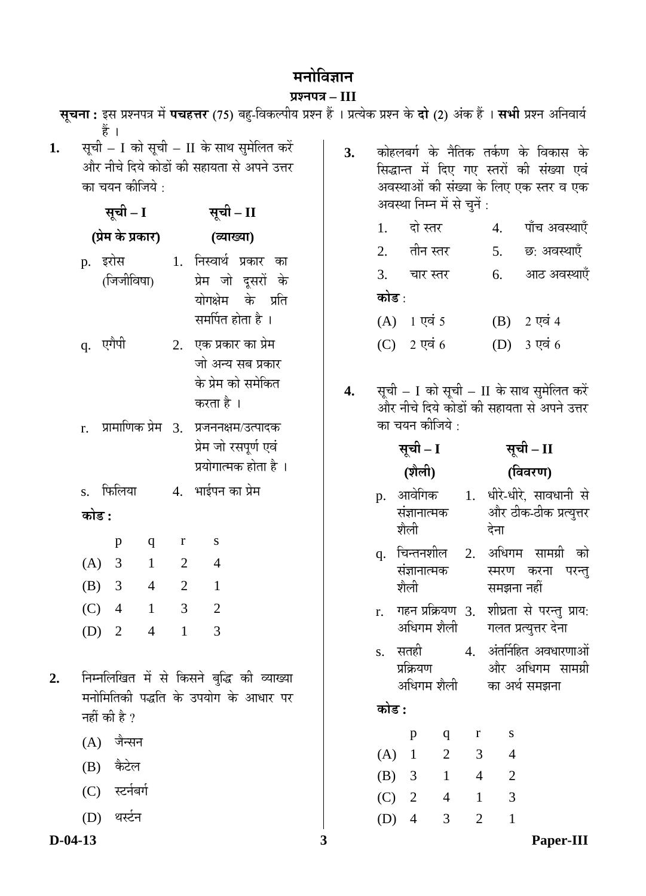# मनोविज्ञान

## प्रश्नपत्र – III

**सूचना :** इस प्रश्नपत्र में **पचहत्तर** (75) बहु-विकल्पीय प्रश्न हैं । प्रत्येक प्रश्न के **दो** (2) अंक हैं । **सभी** प्रश्न अनिवार्य हैं ।

**1.** सूची – I को सूची – II के साथ सुमेलित करें और नीचे दिये कोडों की सहायता से अपने उत्तर का चयन कीजिये :

| सूची – I (प्रेम के प्रकार) | सूची – II (व्याख्या) |
|---|---|
| p. इरोस (जिजीविषा) | 1. निस्वार्थ प्रकार का प्रेम जो दूसरों के योगक्षेम के प्रति समर्पित होता है । |
| q. एगैपी | 2. एक प्रकार का प्रेम जो अन्य सब प्रकार के प्रेम को समेकित करता है । |
| r. प्रामाणिक प्रेम | 3. प्रजननक्षम/उत्पादक प्रेम जो रसपूर्ण एवं प्रयोगात्मक होता है । |
| s. फिलिया | 4. भाईपन का प्रेम |

**कोड :**

| | p | q | r | s |
|---|---|---|---|---|
| (A) | 3 | 1 | 2 | 4 |
| (B) | 3 | 4 | 2 | 1 |
| (C) | 4 | 1 | 3 | 2 |
| (D) | 2 | 4 | 1 | 3 |

**2.** निम्नलिखित में से किसने बुद्धि की व्याख्या मनोमितिकी पद्धति के उपयोग के आधार पर नहीं की है ?

(A) जैन्सन

(B) कैटेल

(C) स्टर्नबर्ग

(D) थर्स्टन

**3.** कोहलबर्ग के नैतिक तर्कण के विकास के सिद्धान्त में दिए गए स्तरों की संख्या एवं अवस्थाओं की संख्या के लिए एक स्तर व एक अवस्था निम्न में से चुनें :

1. दो स्तर
2. तीन स्तर
3. चार स्तर
4. पाँच अवस्थाएँ
5. छ: अवस्थाएँ
6. आठ अवस्थाएँ

**कोड :**

(A) 1 एवं 5

(B) 2 एवं 4

(C) 2 एवं 6

(D) 3 एवं 6

**4.** सूची – I को सूची – II के साथ सुमेलित करें और नीचे दिये कोडों की सहायता से अपने उत्तर का चयन कीजिये :

| सूची – I (शैली) | सूची – II (विवरण) |
|---|---|
| p. आवेगिक संज्ञानात्मक शैली | 1. धीरे-धीरे, सावधानी से और ठीक-ठीक प्रत्युत्तर देना |
| q. चिन्तनशील संज्ञानात्मक शैली | 2. अधिगम सामग्री को स्मरण करना परन्तु समझना नहीं |
| r. गहन प्रक्रियण अधिगम शैली | 3. शीघ्रता से परन्तु प्राय: गलत प्रत्युत्तर देना |
| s. सतही प्रक्रियण अधिगम शैली | 4. अंतर्निहित अवधारणाओं और अधिगम सामग्री का अर्थ समझना |

**कोड :**

| | p | q | r | s |
|---|---|---|---|---|
| (A) | 1 | 2 | 3 | 4 |
| (B) | 3 | 1 | 4 | 2 |
| (C) | 2 | 4 | 1 | 3 |
| (D) | 4 | 3 | 2 | 1 |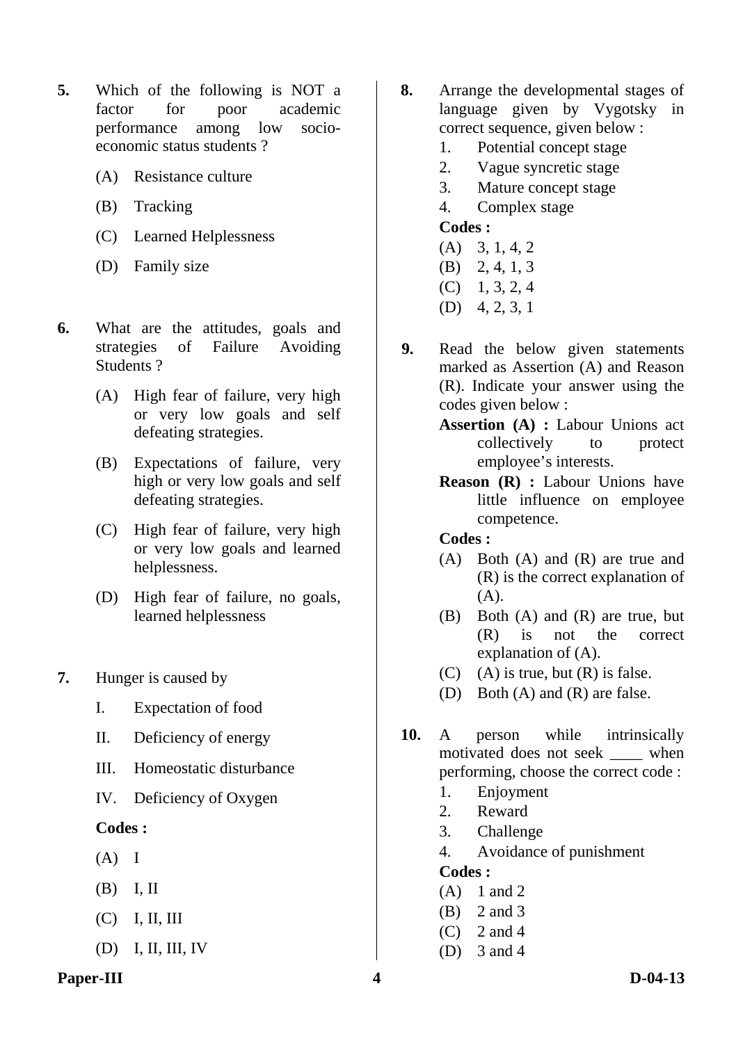5. Which of the following is NOT a factor for poor academic performance among low socio-economic status students ?

   (A) Resistance culture

   (B) Tracking

   (C) Learned Helplessness

   (D) Family size

6. What are the attitudes, goals and strategies of Failure Avoiding Students ?

   (A) High fear of failure, very high or very low goals and self defeating strategies.

   (B) Expectations of failure, very high or very low goals and self defeating strategies.

   (C) High fear of failure, very high or very low goals and learned helplessness.

   (D) High fear of failure, no goals, learned helplessness

7. Hunger is caused by

   I. Expectation of food

   II. Deficiency of energy

   III. Homeostatic disturbance

   IV. Deficiency of Oxygen

   **Codes :**

   (A) I

   (B) I, II

   (C) I, II, III

   (D) I, II, III, IV

8. Arrange the developmental stages of language given by Vygotsky in correct sequence, given below :

   1. Potential concept stage
   2. Vague syncretic stage
   3. Mature concept stage
   4. Complex stage

   **Codes :**

   (A) 3, 1, 4, 2
   (B) 2, 4, 1, 3
   (C) 1, 3, 2, 4
   (D) 4, 2, 3, 1

9. Read the below given statements marked as Assertion (A) and Reason (R). Indicate your answer using the codes given below :

   **Assertion (A) :** Labour Unions act collectively to protect employee's interests.

   **Reason (R) :** Labour Unions have little influence on employee competence.

   **Codes :**

   (A) Both (A) and (R) are true and (R) is the correct explanation of (A).
   (B) Both (A) and (R) are true, but (R) is not the correct explanation of (A).
   (C) (A) is true, but (R) is false.
   (D) Both (A) and (R) are false.

10. A person while intrinsically motivated does not seek ____ when performing, choose the correct code :

    1. Enjoyment
    2. Reward
    3. Challenge
    4. Avoidance of punishment

    **Codes :**

    (A) 1 and 2
    (B) 2 and 3
    (C) 2 and 4
    (D) 3 and 4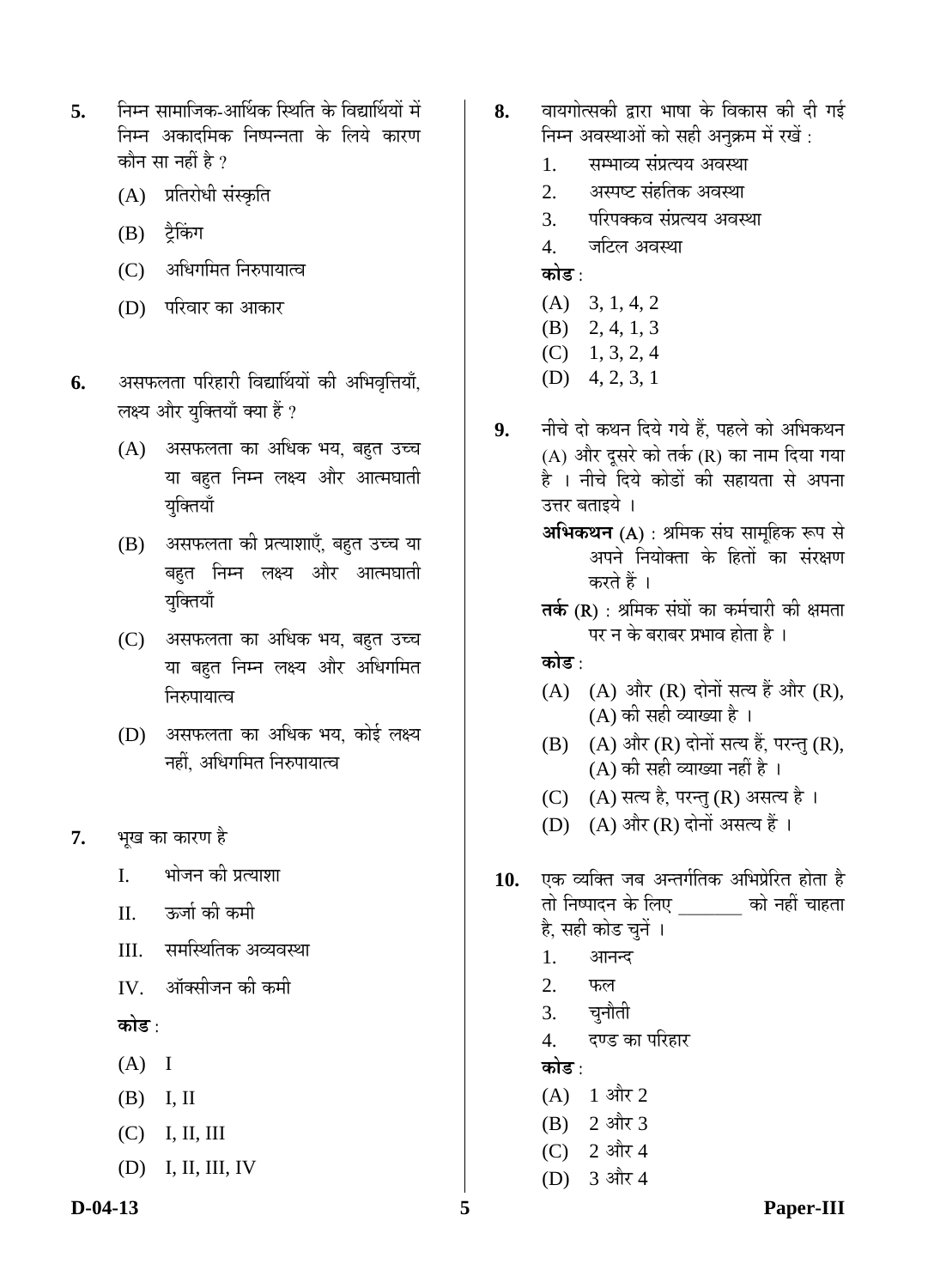5. निम्न सामाजिक-आर्थिक स्थिति के विद्यार्थियों में निम्न अकादमिक निष्पन्नता के लिये कारण कौन सा नहीं है ?

   (A) प्रतिरोधी संस्कृति

   (B) ट्रैकिंग

   (C) अधिगमित निरुपायात्व

   (D) परिवार का आकार

6. असफलता परिहारी विद्यार्थियों की अभिवृत्तियाँ, लक्ष्य और युक्तियाँ क्या हैं ?

   (A) असफलता का अधिक भय, बहुत उच्च या बहुत निम्न लक्ष्य और आत्मघाती युक्तियाँ

   (B) असफलता की प्रत्याशाएँ, बहुत उच्च या बहुत निम्न लक्ष्य और आत्मघाती युक्तियाँ

   (C) असफलता का अधिक भय, बहुत उच्च या बहुत निम्न लक्ष्य और अधिगमित निरुपायात्व

   (D) असफलता का अधिक भय, कोई लक्ष्य नहीं, अधिगमित निरुपायात्व

7. भूख का कारण है

   I. भोजन की प्रत्याशा

   II. ऊर्जा की कमी

   III. समस्थितिक अव्यवस्था

   IV. ऑक्सीजन की कमी

   **कोड** :

   (A) I

   (B) I, II

   (C) I, II, III

   (D) I, II, III, IV

8. वायगोत्सकी द्वारा भाषा के विकास की दी गई निम्न अवस्थाओं को सही अनुक्रम में रखें :

   1. सम्भाव्य संप्रत्यय अवस्था
   2. अस्पष्ट संहतिक अवस्था
   3. परिपक्कव संप्रत्यय अवस्था
   4. जटिल अवस्था

   **कोड** :

   (A) 3, 1, 4, 2

   (B) 2, 4, 1, 3

   (C) 1, 3, 2, 4

   (D) 4, 2, 3, 1

9. नीचे दो कथन दिये गये हैं, पहले को अभिकथन (A) और दूसरे को तर्क (R) का नाम दिया गया है । नीचे दिये कोडों की सहायता से अपना उत्तर बताइये ।

   **अभिकथन (A)** : श्रमिक संघ सामूहिक रूप से अपने नियोक्ता के हितों का संरक्षण करते हैं ।

   **तर्क (R)** : श्रमिक संघों का कर्मचारी की क्षमता पर न के बराबर प्रभाव होता है ।

   **कोड** :

   (A) (A) और (R) दोनों सत्य हैं और (R), (A) की सही व्याख्या है ।

   (B) (A) और (R) दोनों सत्य हैं, परन्तु (R), (A) की सही व्याख्या नहीं है ।

   (C) (A) सत्य है, परन्तु (R) असत्य है ।

   (D) (A) और (R) दोनों असत्य हैं ।

10. एक व्यक्ति जब अन्तर्गतिक अभिप्रेरित होता है तो निष्पादन के लिए _______ को नहीं चाहता है, सही कोड चुनें ।

    1. आनन्द
    2. फल
    3. चुनौती
    4. दण्ड का परिहार

    **कोड** :

    (A) 1 और 2

    (B) 2 और 3

    (C) 2 और 4

    (D) 3 और 4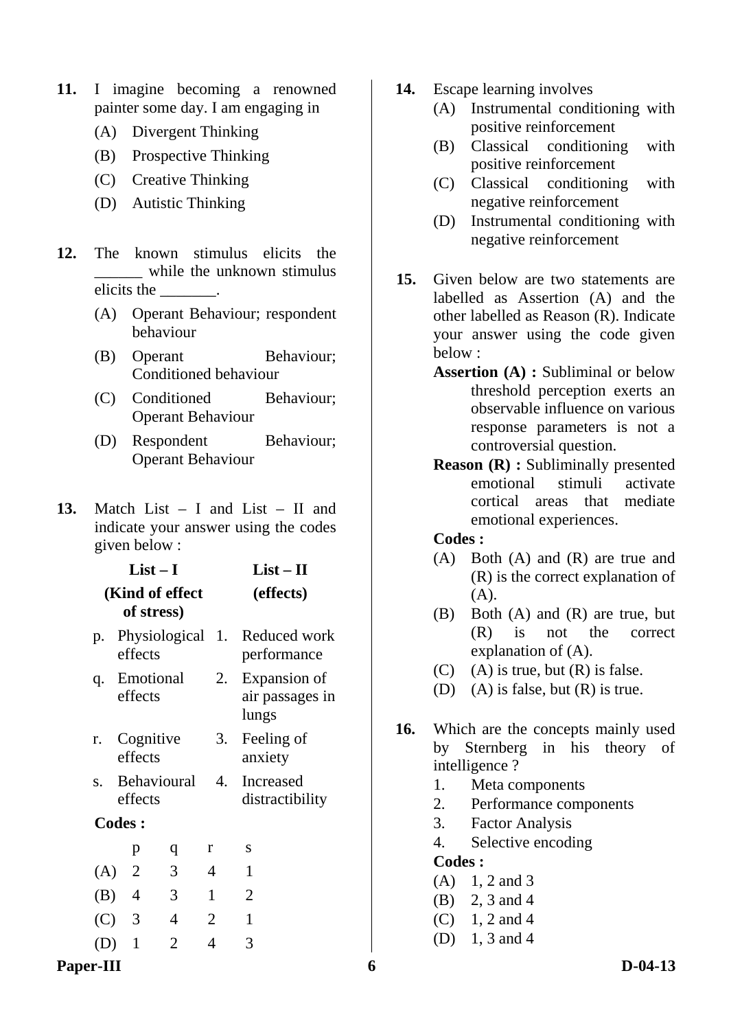**11.** I imagine becoming a renowned painter some day. I am engaging in

(A) Divergent Thinking

(B) Prospective Thinking

(C) Creative Thinking

(D) Autistic Thinking

**12.** The known stimulus elicits the ______ while the unknown stimulus elicits the _______.

(A) Operant Behaviour; respondent behaviour

(B) Operant Behaviour; Conditioned behaviour

(C) Conditioned Behaviour; Operant Behaviour

(D) Respondent Behaviour; Operant Behaviour

**13.** Match List – I and List – II and indicate your answer using the codes given below :

| | List – I (Kind of effect of stress) | | List – II (effects) |
|---|---|---|---|
| p. | Physiological effects | 1. | Reduced work performance |
| q. | Emotional effects | 2. | Expansion of air passages in lungs |
| r. | Cognitive effects | 3. | Feeling of anxiety |
| s. | Behavioural effects | 4. | Increased distractibility |

**Codes :**

| | p | q | r | s |
|---|---|---|---|---|
| (A) | 2 | 3 | 4 | 1 |
| (B) | 4 | 3 | 1 | 2 |
| (C) | 3 | 4 | 2 | 1 |
| (D) | 1 | 2 | 4 | 3 |

**14.** Escape learning involves

(A) Instrumental conditioning with positive reinforcement

(B) Classical conditioning with positive reinforcement

(C) Classical conditioning with negative reinforcement

(D) Instrumental conditioning with negative reinforcement

**15.** Given below are two statements are labelled as Assertion (A) and the other labelled as Reason (R). Indicate your answer using the code given below :

**Assertion (A) :** Subliminal or below threshold perception exerts an observable influence on various response parameters is not a controversial question.

**Reason (R) :** Subliminally presented emotional stimuli activate cortical areas that mediate emotional experiences.

**Codes :**

(A) Both (A) and (R) are true and (R) is the correct explanation of (A).

(B) Both (A) and (R) are true, but (R) is not the correct explanation of (A).

(C) (A) is true, but (R) is false.

(D) (A) is false, but (R) is true.

**16.** Which are the concepts mainly used by Sternberg in his theory of intelligence ?

1. Meta components
2. Performance components
3. Factor Analysis
4. Selective encoding

**Codes :**

(A) 1, 2 and 3

(B) 2, 3 and 4

(C) 1, 2 and 4

(D) 1, 3 and 4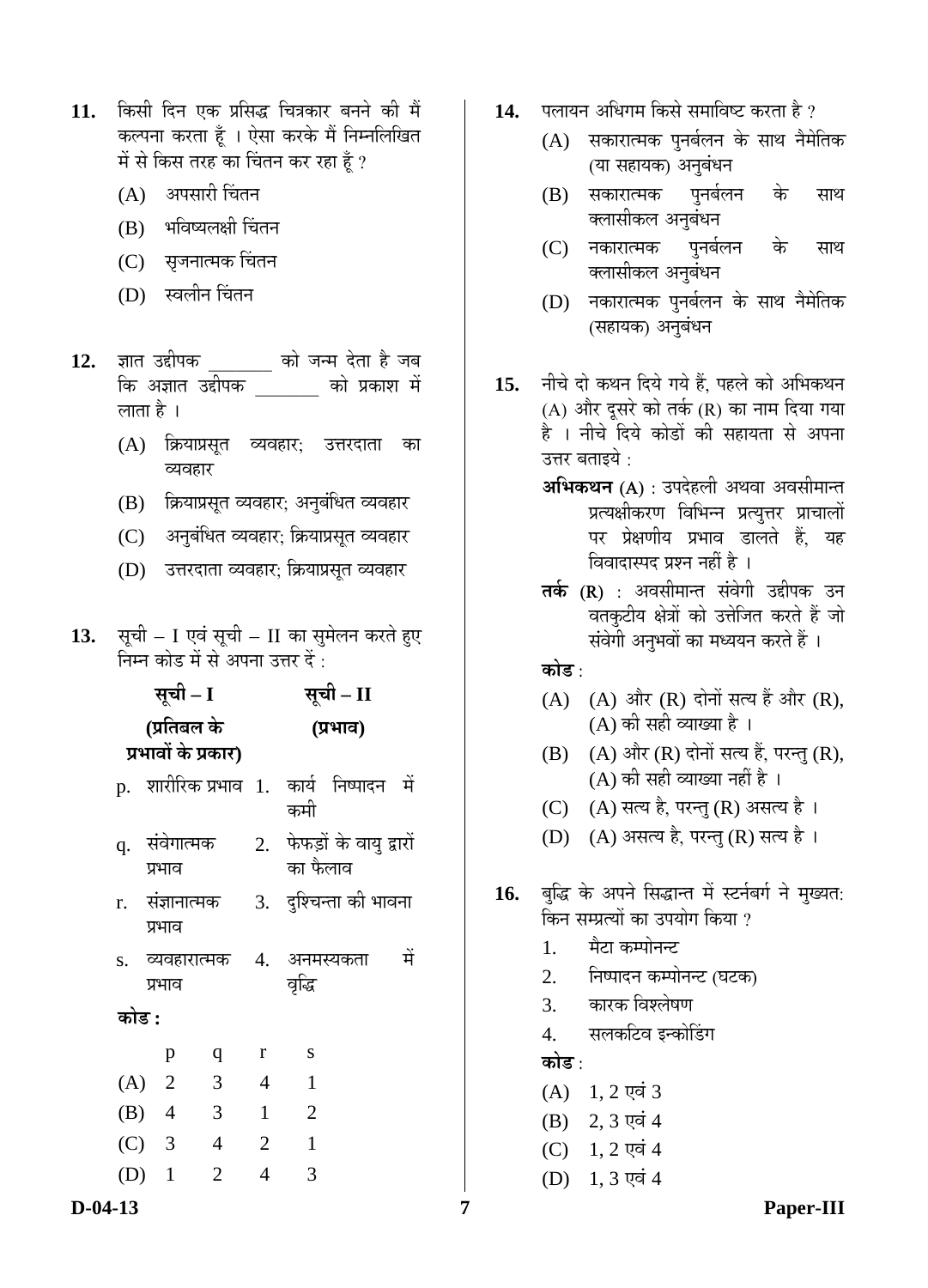**11.** किसी दिन एक प्रसिद्ध चित्रकार बनने की मैं कल्पना करता हूँ । ऐसा करके मैं निम्नलिखित में से किस तरह का चिंतन कर रहा हूँ ?

(A) अपसारी चिंतन

(B) भविष्यलक्षी चिंतन

(C) सृजनात्मक चिंतन

(D) स्वलीन चिंतन

**12.** ज्ञात उद्दीपक _______ को जन्म देता है जब कि अज्ञात उद्दीपक _______ को प्रकाश में लाता है ।

(A) क्रियाप्रसूत व्यवहार; उत्तरदाता का व्यवहार

(B) क्रियाप्रसूत व्यवहार; अनुबंधित व्यवहार

(C) अनुबंधित व्यवहार; क्रियाप्रसूत व्यवहार

(D) उत्तरदाता व्यवहार; क्रियाप्रसूत व्यवहार

**13.** सूची – I एवं सूची – II का सुमेलन करते हुए निम्न कोड में से अपना उत्तर दें :

| सूची – I (प्रतिबल के प्रभावों के प्रकार) | सूची – II (प्रभाव) |
|---|---|
| p. शारीरिक प्रभाव | 1. कार्य निष्पादन में कमी |
| q. संवेगात्मक प्रभाव | 2. फेफड़ों के वायु द्वारों का फैलाव |
| r. संज्ञानात्मक प्रभाव | 3. दुश्चिन्ता की भावना |
| s. व्यवहारात्मक प्रभाव | 4. अनमस्यकता में वृद्धि |

**कोड :**

| | p | q | r | s |
|---|---|---|---|---|
| (A) | 2 | 3 | 4 | 1 |
| (B) | 4 | 3 | 1 | 2 |
| (C) | 3 | 4 | 2 | 1 |
| (D) | 1 | 2 | 4 | 3 |

**14.** पलायन अधिगम किसे समाविष्ट करता है ?

(A) सकारात्मक पुनर्बलन के साथ नैमेतिक (या सहायक) अनुबंधन

(B) सकारात्मक पुनर्बलन के साथ क्लासीकल अनुबंधन

(C) नकारात्मक पुनर्बलन के साथ क्लासीकल अनुबंधन

(D) नकारात्मक पुनर्बलन के साथ नैमेतिक (सहायक) अनुबंधन

**15.** नीचे दो कथन दिये गये हैं, पहले को अभिकथन (A) और दूसरे को तर्क (R) का नाम दिया गया है । नीचे दिये कोडों की सहायता से अपना उत्तर बताइये :

**अभिकथन (A)** : उपदेहली अथवा अवसीमान्त प्रत्यक्षीकरण विभिन्न प्रत्युत्तर प्राचालों पर प्रेक्षणीय प्रभाव डालते हैं, यह विवादास्पद प्रश्न नहीं है ।

**तर्क (R)** : अवसीमान्त संवेगी उद्दीपक उन वतकुटीय क्षेत्रों को उत्तेजित करते हैं जो संवेगी अनुभवों का मध्ययन करते हैं ।

**कोड** :

(A) (A) और (R) दोनों सत्य हैं और (R), (A) की सही व्याख्या है ।

(B) (A) और (R) दोनों सत्य हैं, परन्तु (R), (A) की सही व्याख्या नहीं है ।

(C) (A) सत्य है, परन्तु (R) असत्य है ।

(D) (A) असत्य है, परन्तु (R) सत्य है ।

**16.** बुद्धि के अपने सिद्धान्त में स्टर्नबर्ग ने मुख्यत: किन सम्प्रत्यों का उपयोग किया ?

1. मैटा कम्पोनन्ट
2. निष्पादन कम्पोनन्ट (घटक)
3. कारक विश्लेषण
4. सलकटिव इन्कोडिंग

**कोड** :

(A) 1, 2 एवं 3

(B) 2, 3 एवं 4

(C) 1, 2 एवं 4

(D) 1, 3 एवं 4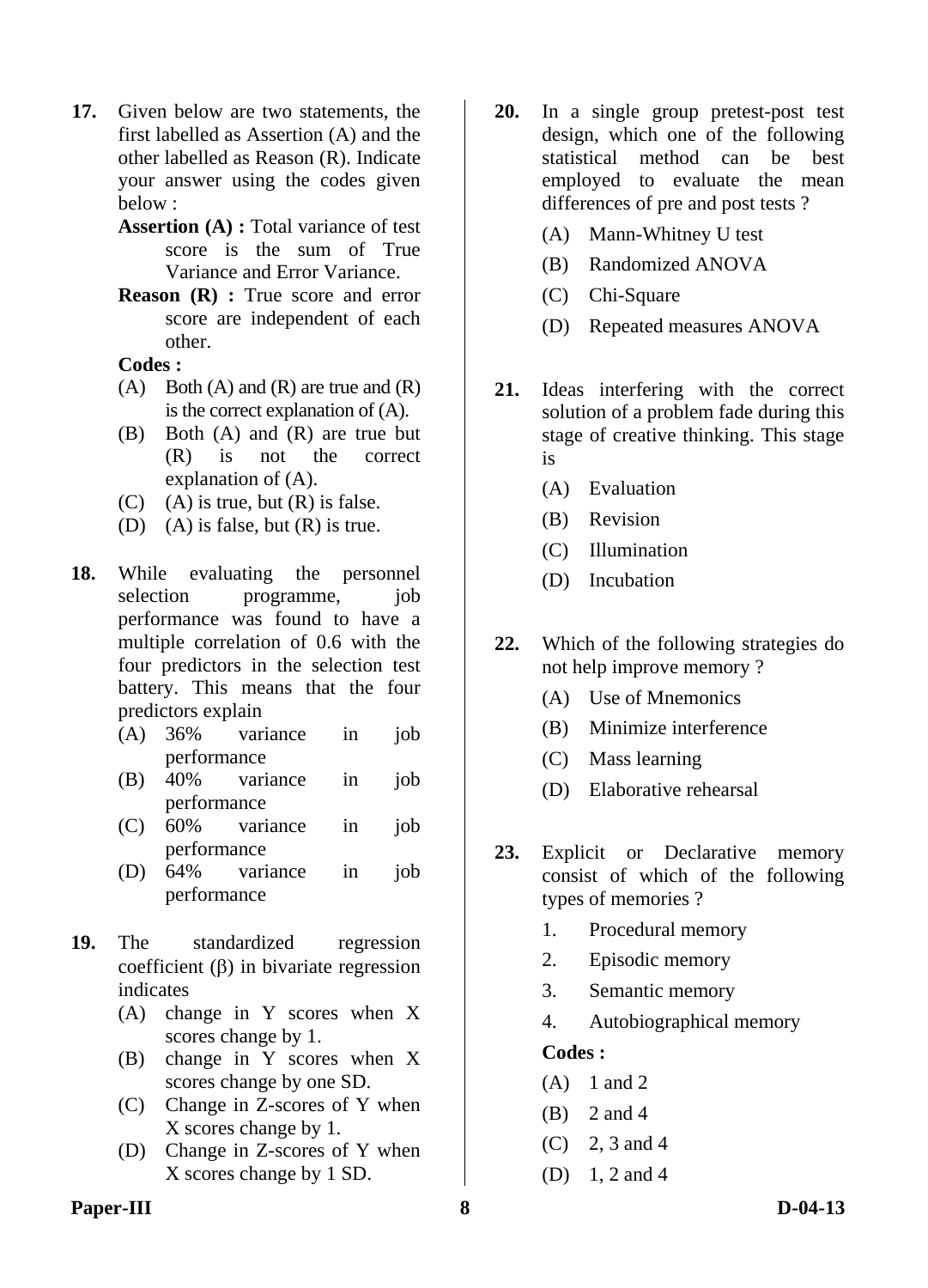**17.** Given below are two statements, the first labelled as Assertion (A) and the other labelled as Reason (R). Indicate your answer using the codes given below :

**Assertion (A) :** Total variance of test score is the sum of True Variance and Error Variance.

**Reason (R) :** True score and error score are independent of each other.

**Codes :**

(A) Both (A) and (R) are true and (R) is the correct explanation of (A).

(B) Both (A) and (R) are true but (R) is not the correct explanation of (A).

(C) (A) is true, but (R) is false.

(D) (A) is false, but (R) is true.

**18.** While evaluating the personnel selection programme, job performance was found to have a multiple correlation of 0.6 with the four predictors in the selection test battery. This means that the four predictors explain

(A) 36% variance in job performance

(B) 40% variance in job performance

(C) 60% variance in job performance

(D) 64% variance in job performance

**19.** The standardized regression coefficient (β) in bivariate regression indicates

(A) change in Y scores when X scores change by 1.

(B) change in Y scores when X scores change by one SD.

(C) Change in Z-scores of Y when X scores change by 1.

(D) Change in Z-scores of Y when X scores change by 1 SD.

**20.** In a single group pretest-post test design, which one of the following statistical method can be best employed to evaluate the mean differences of pre and post tests ?

(A) Mann-Whitney U test

(B) Randomized ANOVA

(C) Chi-Square

(D) Repeated measures ANOVA

**21.** Ideas interfering with the correct solution of a problem fade during this stage of creative thinking. This stage is

(A) Evaluation

(B) Revision

(C) Illumination

(D) Incubation

**22.** Which of the following strategies do not help improve memory ?

(A) Use of Mnemonics

(B) Minimize interference

(C) Mass learning

(D) Elaborative rehearsal

**23.** Explicit or Declarative memory consist of which of the following types of memories ?

1. Procedural memory
2. Episodic memory
3. Semantic memory
4. Autobiographical memory

**Codes :**

(A) 1 and 2

(B) 2 and 4

(C) 2, 3 and 4

(D) 1, 2 and 4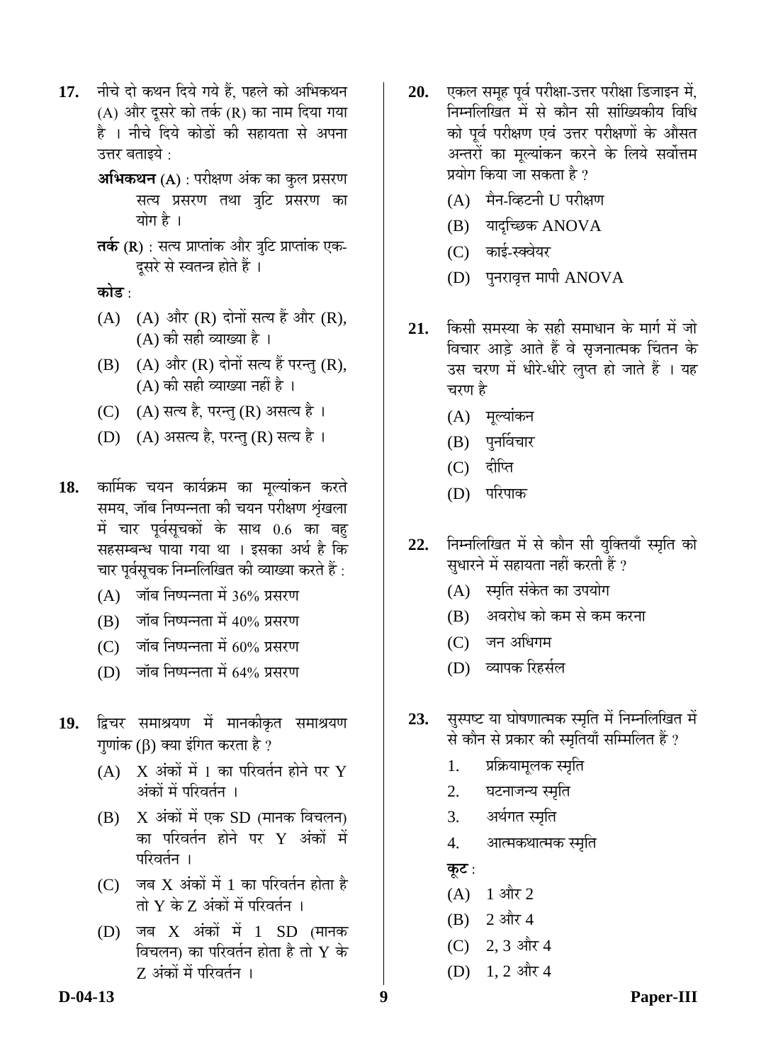17. नीचे दो कथन दिये गये हैं, पहले को अभिकथन (A) और दूसरे को तर्क (R) का नाम दिया गया है । नीचे दिये कोडों की सहायता से अपना उत्तर बताइये :

    **अभिकथन (A)** : परीक्षण अंक का कुल प्रसरण सत्य प्रसरण तथा त्रुटि प्रसरण का योग है ।

    **तर्क (R)** : सत्य प्राप्तांक और त्रुटि प्राप्तांक एक-दूसरे से स्वतन्त्र होते हैं ।

    **कोड** :

    (A) (A) और (R) दोनों सत्य हैं और (R), (A) की सही व्याख्या है ।
    (B) (A) और (R) दोनों सत्य हैं परन्तु (R), (A) की सही व्याख्या नहीं है ।
    (C) (A) सत्य है, परन्तु (R) असत्य है ।
    (D) (A) असत्य है, परन्तु (R) सत्य है ।

18. कार्मिक चयन कार्यक्रम का मूल्यांकन करते समय, जॉब निष्पन्नता की चयन परीक्षण शृंखला में चार पूर्वसूचकों के साथ 0.6 का बहु सहसम्बन्ध पाया गया था । इसका अर्थ है कि चार पूर्वसूचक निम्नलिखित की व्याख्या करते हैं :

    (A) जॉब निष्पन्नता में 36% प्रसरण
    (B) जॉब निष्पन्नता में 40% प्रसरण
    (C) जॉब निष्पन्नता में 60% प्रसरण
    (D) जॉब निष्पन्नता में 64% प्रसरण

19. द्विचर समाश्रयण में मानकीकृत समाश्रयण गुणांक ($\beta$) क्या इंगित करता है ?

    (A) X अंकों में 1 का परिवर्तन होने पर Y अंकों में परिवर्तन ।
    (B) X अंकों में एक SD (मानक विचलन) का परिवर्तन होने पर Y अंकों में परिवर्तन ।
    (C) जब X अंकों में 1 का परिवर्तन होता है तो Y के Z अंकों में परिवर्तन ।
    (D) जब X अंकों में 1 SD (मानक विचलन) का परिवर्तन होता है तो Y के Z अंकों में परिवर्तन ।

20. एकल समूह पूर्व परीक्षा-उत्तर परीक्षा डिजाइन में, निम्नलिखित में से कौन सी सांख्यिकीय विधि को पूर्व परीक्षण एवं उत्तर परीक्षणों के औसत अन्तरों का मूल्यांकन करने के लिये सर्वोत्तम प्रयोग किया जा सकता है ?

    (A) मैन-व्हिटनी U परीक्षण
    (B) यादृच्छिक ANOVA
    (C) काई-स्क्वेयर
    (D) पुनरावृत्त मापी ANOVA

21. किसी समस्या के सही समाधान के मार्ग में जो विचार आड़े आते हैं वे सृजनात्मक चिंतन के उस चरण में धीरे-धीरे लुप्त हो जाते हैं । यह चरण है

    (A) मूल्यांकन
    (B) पुनर्विचार
    (C) दीप्ति
    (D) परिपाक

22. निम्नलिखित में से कौन सी युक्तियाँ स्मृति को सुधारने में सहायता नहीं करती हैं ?

    (A) स्मृति संकेत का उपयोग
    (B) अवरोध को कम से कम करना
    (C) जन अधिगम
    (D) व्यापक रिहर्सल

23. सुस्पष्ट या घोषणात्मक स्मृति में निम्नलिखित में से कौन से प्रकार की स्मृतियाँ सम्मिलित हैं ?

    1. प्रक्रियामूलक स्मृति
    2. घटनाजन्य स्मृति
    3. अर्थगत स्मृति
    4. आत्मकथात्मक स्मृति

    **कूट** :

    (A) 1 और 2
    (B) 2 और 4
    (C) 2, 3 और 4
    (D) 1, 2 और 4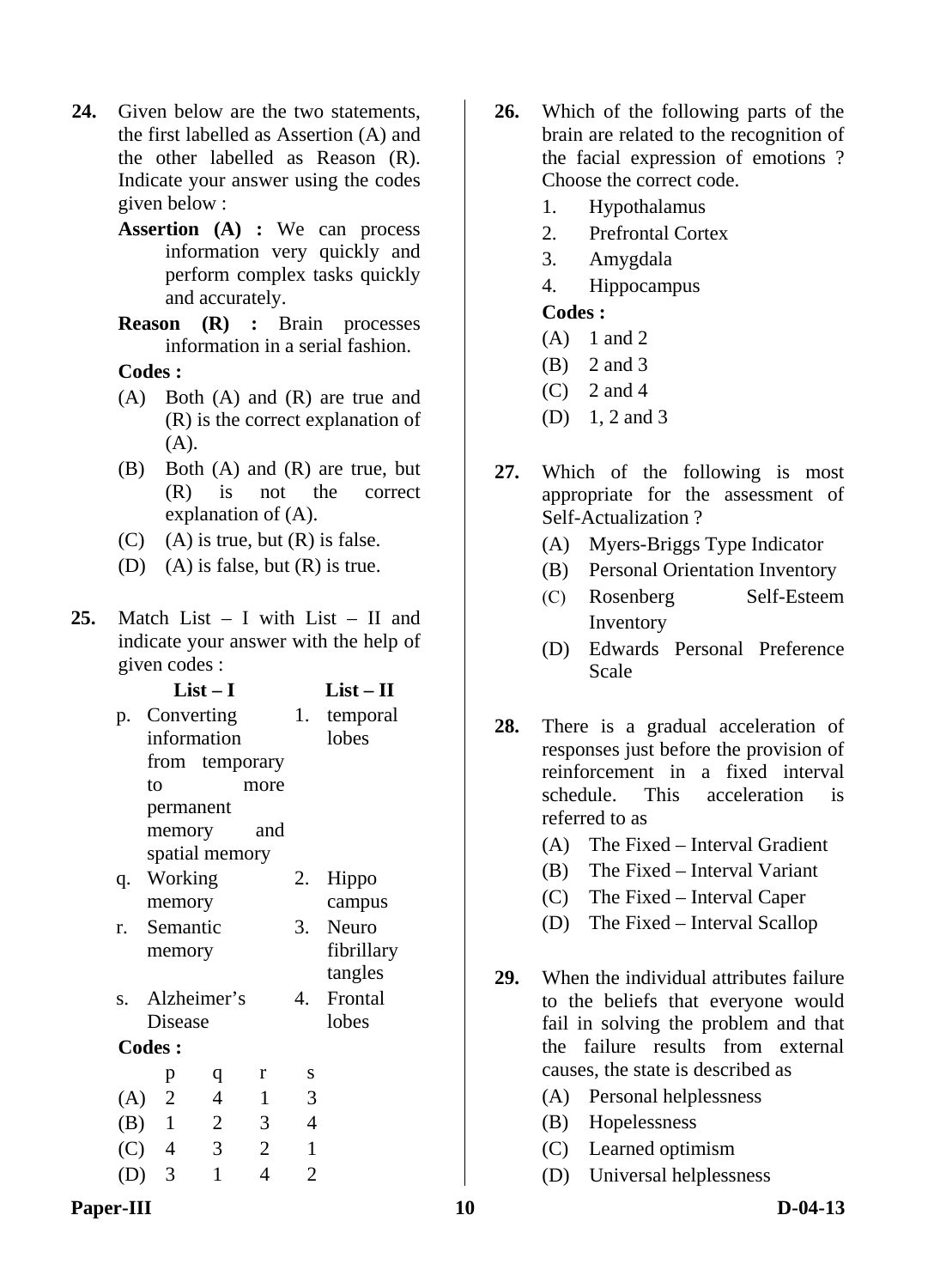**24.** Given below are the two statements, the first labelled as Assertion (A) and the other labelled as Reason (R). Indicate your answer using the codes given below :

**Assertion (A) :** We can process information very quickly and perform complex tasks quickly and accurately.

**Reason (R) :** Brain processes information in a serial fashion.

**Codes :**

(A) Both (A) and (R) are true and (R) is the correct explanation of (A).

(B) Both (A) and (R) are true, but (R) is not the correct explanation of (A).

(C) (A) is true, but (R) is false.

(D) (A) is false, but (R) is true.

**25.** Match List – I with List – II and indicate your answer with the help of given codes :

| | List – I | | List – II |
|---|---|---|---|
| p. | Converting information from temporary to more permanent memory and spatial memory | 1. | temporal lobes |
| q. | Working memory | 2. | Hippo campus |
| r. | Semantic memory | 3. | Neuro fibrillary tangles |
| s. | Alzheimer's Disease | 4. | Frontal lobes |

**Codes :**

| | p | q | r | s |
|---|---|---|---|---|
| (A) | 2 | 4 | 1 | 3 |
| (B) | 1 | 2 | 3 | 4 |
| (C) | 4 | 3 | 2 | 1 |
| (D) | 3 | 1 | 4 | 2 |

**26.** Which of the following parts of the brain are related to the recognition of the facial expression of emotions ? Choose the correct code.

1. Hypothalamus
2. Prefrontal Cortex
3. Amygdala
4. Hippocampus

**Codes :**

(A) 1 and 2

(B) 2 and 3

(C) 2 and 4

(D) 1, 2 and 3

**27.** Which of the following is most appropriate for the assessment of Self-Actualization ?

(A) Myers-Briggs Type Indicator

(B) Personal Orientation Inventory

(C) Rosenberg Self-Esteem Inventory

(D) Edwards Personal Preference Scale

**28.** There is a gradual acceleration of responses just before the provision of reinforcement in a fixed interval schedule. This acceleration is referred to as

(A) The Fixed – Interval Gradient

(B) The Fixed – Interval Variant

(C) The Fixed – Interval Caper

(D) The Fixed – Interval Scallop

**29.** When the individual attributes failure to the beliefs that everyone would fail in solving the problem and that the failure results from external causes, the state is described as

(A) Personal helplessness

(B) Hopelessness

(C) Learned optimism

(D) Universal helplessness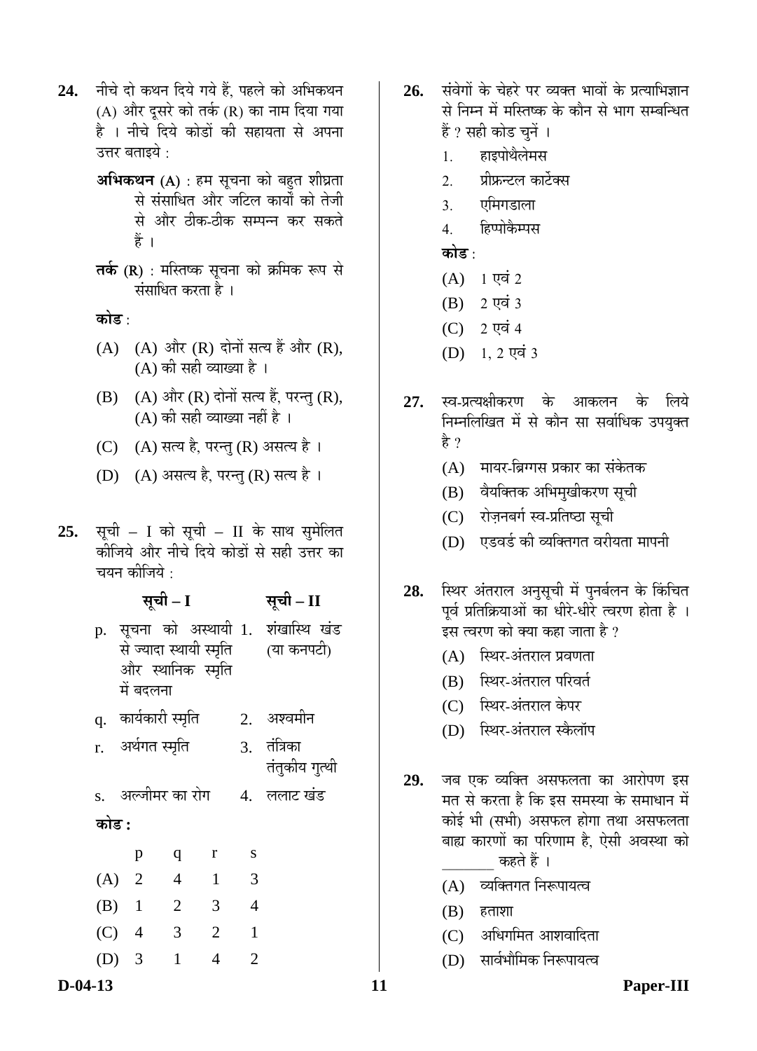**24.** नीचे दो कथन दिये गये हैं, पहले को अभिकथन (A) और दूसरे को तर्क (R) का नाम दिया गया है । नीचे दिये कोडों की सहायता से अपना उत्तर बताइये :

**अभिकथन (A)** : हम सूचना को बहुत शीघ्रता से संसाधित और जटिल कार्यों को तेजी से और ठीक-ठीक सम्पन्न कर सकते हैं ।

**तर्क (R)** : मस्तिष्क सूचना को क्रमिक रूप से संसाधित करता है ।

**कोड** :

(A) (A) और (R) दोनों सत्य हैं और (R), (A) की सही व्याख्या है ।

(B) (A) और (R) दोनों सत्य हैं, परन्तु (R), (A) की सही व्याख्या नहीं है ।

(C) (A) सत्य है, परन्तु (R) असत्य है ।

(D) (A) असत्य है, परन्तु (R) सत्य है ।

**25.** सूची – I को सूची – II के साथ सुमेलित कीजिये और नीचे दिये कोडों से सही उत्तर का चयन कीजिये :

| | सूची – I | | सूची – II |
|---|---|---|---|
| p. | सूचना को अस्थायी से ज्यादा स्थायी स्मृति और स्थानिक स्मृति में बदलना | 1. | शंखास्थि खंड (या कनपटी) |
| q. | कार्यकारी स्मृति | 2. | अश्वमीन |
| r. | अर्थगत स्मृति | 3. | तंत्रिका तंतुकीय गुत्थी |
| s. | अल्जीमर का रोग | 4. | ललाट खंड |

**कोड :**

| | p | q | r | s |
|---|---|---|---|---|
| (A) | 2 | 4 | 1 | 3 |
| (B) | 1 | 2 | 3 | 4 |
| (C) | 4 | 3 | 2 | 1 |
| (D) | 3 | 1 | 4 | 2 |

**26.** संवेगों के चेहरे पर व्यक्त भावों के प्रत्याभिज्ञान से निम्न में मस्तिष्क के कौन से भाग सम्बन्धित हैं ? सही कोड चुनें ।

1. हाइपोथैलेमस
2. प्रीफ्रन्टल कार्टेक्स
3. एमिगडाला
4. हिप्पोकैम्पस

**कोड** :

(A) 1 एवं 2

(B) 2 एवं 3

(C) 2 एवं 4

(D) 1, 2 एवं 3

**27.** स्व-प्रत्यक्षीकरण के आकलन के लिये निम्नलिखित में से कौन सा सर्वाधिक उपयुक्त है ?

(A) मायर-ब्रिग्गस प्रकार का संकेतक

(B) वैयक्तिक अभिमुखीकरण सूची

(C) रोज़नबर्ग स्व-प्रतिष्ठा सूची

(D) एडवर्ड की व्यक्तिगत वरीयता मापनी

**28.** स्थिर अंतराल अनुसूची में पुनर्बलन के किंचित पूर्व प्रतिक्रियाओं का धीरे-धीरे त्वरण होता है । इस त्वरण को क्या कहा जाता है ?

(A) स्थिर-अंतराल प्रवणता

(B) स्थिर-अंतराल परिवर्त

(C) स्थिर-अंतराल केपर

(D) स्थिर-अंतराल स्कैलॉप

**29.** जब एक व्यक्ति असफलता का आरोपण इस मत से करता है कि इस समस्या के समाधान में कोई भी (सभी) असफल होगा तथा असफलता बाह्य कारणों का परिणाम है, ऐसी अवस्था को _______ कहते हैं ।

(A) व्यक्तिगत निरूपायत्व

(B) हताशा

(C) अधिगमित आशवादिता

(D) सार्वभौमिक निरूपायत्व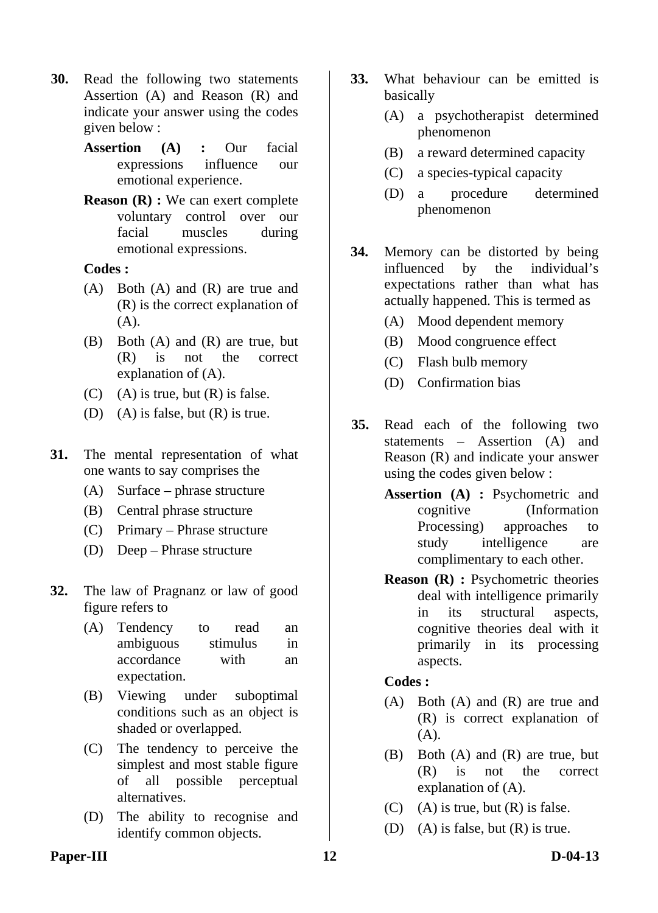**30.** Read the following two statements Assertion (A) and Reason (R) and indicate your answer using the codes given below :

**Assertion (A) :** Our facial expressions influence our emotional experience.

**Reason (R) :** We can exert complete voluntary control over our facial muscles during emotional expressions.

**Codes :**

(A) Both (A) and (R) are true and (R) is the correct explanation of (A).

(B) Both (A) and (R) are true, but (R) is not the correct explanation of (A).

(C) (A) is true, but (R) is false.

(D) (A) is false, but (R) is true.

**31.** The mental representation of what one wants to say comprises the

(A) Surface – phrase structure

(B) Central phrase structure

(C) Primary – Phrase structure

(D) Deep – Phrase structure

**32.** The law of Pragnanz or law of good figure refers to

(A) Tendency to read an ambiguous stimulus in accordance with an expectation.

(B) Viewing under suboptimal conditions such as an object is shaded or overlapped.

(C) The tendency to perceive the simplest and most stable figure of all possible perceptual alternatives.

(D) The ability to recognise and identify common objects.

**33.** What behaviour can be emitted is basically

(A) a psychotherapist determined phenomenon

(B) a reward determined capacity

(C) a species-typical capacity

(D) a procedure determined phenomenon

**34.** Memory can be distorted by being influenced by the individual's expectations rather than what has actually happened. This is termed as

(A) Mood dependent memory

(B) Mood congruence effect

(C) Flash bulb memory

(D) Confirmation bias

**35.** Read each of the following two statements – Assertion (A) and Reason (R) and indicate your answer using the codes given below :

**Assertion (A) :** Psychometric and cognitive (Information Processing) approaches to study intelligence are complimentary to each other.

**Reason (R) :** Psychometric theories deal with intelligence primarily in its structural aspects, cognitive theories deal with it primarily in its processing aspects.

**Codes :**

(A) Both (A) and (R) are true and (R) is correct explanation of (A).

(B) Both (A) and (R) are true, but (R) is not the correct explanation of (A).

(C) (A) is true, but (R) is false.

(D) (A) is false, but (R) is true.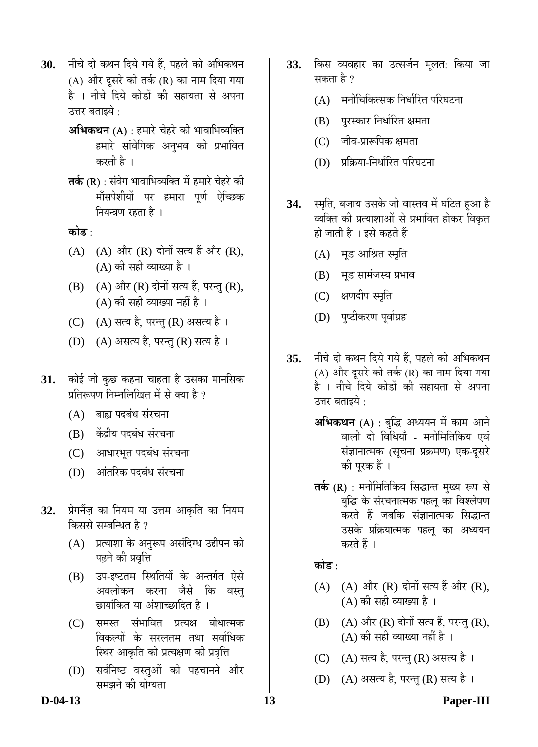**30.** नीचे दो कथन दिये गये हैं, पहले को अभिकथन (A) और दूसरे को तर्क (R) का नाम दिया गया है । नीचे दिये कोडों की सहायता से अपना उत्तर बताइये :

**अभिकथन (A)** : हमारे चेहरे की भावाभिव्यक्ति हमारे सांवेगिक अनुभव को प्रभावित करती है ।

**तर्क (R)** : संवेग भावाभिव्यक्ति में हमारे चेहरे की माँसपेशीयों पर हमारा पूर्ण ऐच्छिक नियन्त्रण रहता है ।

**कोड** :

(A) (A) और (R) दोनों सत्य हैं और (R), (A) की सही व्याख्या है ।

(B) (A) और (R) दोनों सत्य हैं, परन्तु (R), (A) की सही व्याख्या नहीं है ।

(C) (A) सत्य है, परन्तु (R) असत्य है ।

(D) (A) असत्य है, परन्तु (R) सत्य है ।

**31.** कोई जो कुछ कहना चाहता है उसका मानसिक प्रतिरूपण निम्नलिखित में से क्या है ?

(A) बाह्य पदबंध संरचना

(B) केंद्रीय पदबंध संरचना

(C) आधारभूत पदबंध संरचना

(D) आंतरिक पदबंध संरचना

**32.** प्रेगनैंज़ का नियम या उत्तम आकृति का नियम किससे सम्बन्धित है ?

(A) प्रत्याशा के अनुरूप असंदिग्ध उद्दीपन को पढ़ने की प्रवृत्ति

(B) उप-इष्टतम स्थितियों के अन्तर्गत ऐसे अवलोकन करना जैसे कि वस्तु छायांकित या अंशाच्छादित है ।

(C) समस्त संभावित प्रत्यक्ष बोधात्मक विकल्पों के सरलतम तथा सर्वाधिक स्थिर आकृति को प्रत्यक्षण की प्रवृत्ति

(D) सर्वनिष्ठ वस्तुओं को पहचानने और समझने की योग्यता

**33.** किस व्यवहार का उत्सर्जन मूलत: किया जा सकता है ?

(A) मनोचिकित्सक निर्धारित परिघटना

(B) पुरस्कार निर्धारित क्षमता

(C) जीव-प्रारूपिक क्षमता

(D) प्रक्रिया-निर्धारित परिघटना

**34.** स्मृति, बजाय उसके जो वास्तव में घटित हुआ है व्यक्ति की प्रत्याशाओं से प्रभावित होकर विकृत हो जाती है । इसे कहते हैं

(A) मूड आश्रित स्मृति

(B) मूड सामंजस्य प्रभाव

(C) क्षणदीप स्मृति

(D) पुष्टीकरण पूर्वाग्रह

**35.** नीचे दो कथन दिये गये हैं, पहले को अभिकथन (A) और दूसरे को तर्क (R) का नाम दिया गया है । नीचे दिये कोडों की सहायता से अपना उत्तर बताइये :

**अभिकथन (A)** : बुद्धि अध्ययन में काम आने वाली दो विधियाँ - मनोमितिकिय एवं संज्ञानात्मक (सूचना प्रक्रमण) एक-दूसरे की पूरक हैं ।

**तर्क (R)** : मनोमितिकिय सिद्धान्त मुख्य रूप से बुद्धि के संरचनात्मक पहलू का विश्लेषण करते हैं जबकि संज्ञानात्मक सिद्धान्त उसके प्रक्रियात्मक पहलू का अध्ययन करते हैं ।

**कोड** :

(A) (A) और (R) दोनों सत्य हैं और (R), (A) की सही व्याख्या है ।

(B) (A) और (R) दोनों सत्य हैं, परन्तु (R), (A) की सही व्याख्या नहीं है ।

(C) (A) सत्य है, परन्तु (R) असत्य है ।

(D) (A) असत्य है, परन्तु (R) सत्य है ।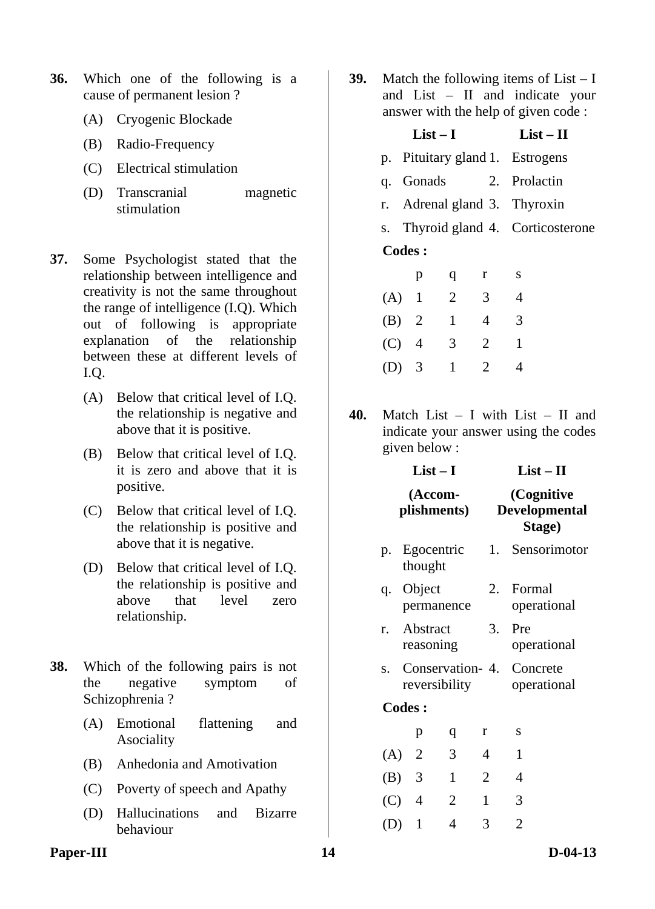**36.** Which one of the following is a cause of permanent lesion ?

(A) Cryogenic Blockade

(B) Radio-Frequency

(C) Electrical stimulation

(D) Transcranial magnetic stimulation

**37.** Some Psychologist stated that the relationship between intelligence and creativity is not the same throughout the range of intelligence (I.Q). Which out of following is appropriate explanation of the relationship between these at different levels of I.Q.

(A) Below that critical level of I.Q. the relationship is negative and above that it is positive.

(B) Below that critical level of I.Q. it is zero and above that it is positive.

(C) Below that critical level of I.Q. the relationship is positive and above that it is negative.

(D) Below that critical level of I.Q. the relationship is positive and above that level zero relationship.

**38.** Which of the following pairs is not the negative symptom of Schizophrenia ?

(A) Emotional flattening and Asociality

(B) Anhedonia and Amotivation

(C) Poverty of speech and Apathy

(D) Hallucinations and Bizarre behaviour

**39.** Match the following items of List – I and List – II and indicate your answer with the help of given code :

| | List – I | | List – II |
|---|---|---|---|
| p. | Pituitary gland | 1. | Estrogens |
| q. | Gonads | 2. | Prolactin |
| r. | Adrenal gland | 3. | Thyroxin |
| s. | Thyroid gland | 4. | Corticosterone |

**Codes :**

| | p | q | r | s |
|---|---|---|---|---|
| (A) | 1 | 2 | 3 | 4 |
| (B) | 2 | 1 | 4 | 3 |
| (C) | 4 | 3 | 2 | 1 |
| (D) | 3 | 1 | 2 | 4 |

**40.** Match List – I with List – II and indicate your answer using the codes given below :

| | List – I (Accomplishments) | | List – II (Cognitive Developmental Stage) |
|---|---|---|---|
| p. | Egocentric thought | 1. | Sensorimotor |
| q. | Object permanence | 2. | Formal operational |
| r. | Abstract reasoning | 3. | Pre operational |
| s. | Conservation-reversibility | 4. | Concrete operational |

**Codes :**

| | p | q | r | s |
|---|---|---|---|---|
| (A) | 2 | 3 | 4 | 1 |
| (B) | 3 | 1 | 2 | 4 |
| (C) | 4 | 2 | 1 | 3 |
| (D) | 1 | 4 | 3 | 2 |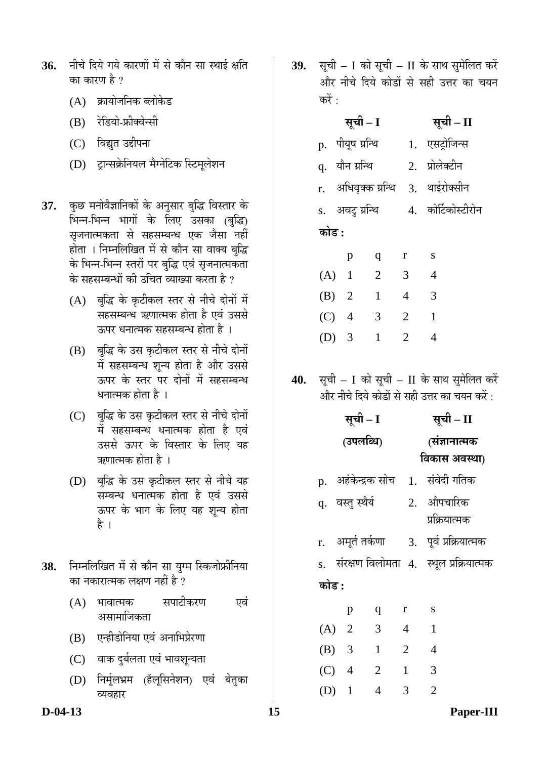**36.** नीचे दिये गये कारणों में से कौन सा स्थाई क्षति का कारण है ?

(A) क्रायोजनिक ब्लोकेड

(B) रेडियो-फ्रीक्वेन्सी

(C) विद्युत उद्दीपना

(D) ट्रान्सक्रेनियल मैग्नेटिक स्टिमूलेशन

**37.** कुछ मनोवैज्ञानिकों के अनुसार बुद्धि विस्तार के भिन्न-भिन्न भागों के लिए उसका (बुद्धि) सृजनात्मकता से सहसम्बन्ध एक जैसा नहीं होता । निम्नलिखित में से कौन सा वाक्य बुद्धि के भिन्न-भिन्न स्तरों पर बुद्धि एवं सृजनात्मकता के सहसम्बन्धों की उचित व्याख्या करता है ?

(A) बुद्धि के कृटीकल स्तर से नीचे दोनों में सहसम्बन्ध ऋणात्मक होता है एवं उससे ऊपर धनात्मक सहसम्बन्ध होता है ।

(B) बुद्धि के उस कृटीकल स्तर से नीचे दोनों में सहसम्बन्ध शून्य होता है और उससे ऊपर के स्तर पर दोनों में सहसम्बन्ध धनात्मक होता है ।

(C) बुद्धि के उस कृटीकल स्तर से नीचे दोनों में सहसम्बन्ध धनात्मक होता है एवं उससे ऊपर के विस्तार के लिए यह ऋणात्मक होता है ।

(D) बुद्धि के उस कृटीकल स्तर से नीचे यह सम्बन्ध धनात्मक होता है एवं उससे ऊपर के भाग के लिए यह शून्य होता है ।

**38.** निम्नलिखित में से कौन सा युग्म स्किजोफ्रीनिया का नकारात्मक लक्षण नहीं है ?

(A) भावात्मक सपाटीकरण एवं असामाजिकता

(B) एन्हीडोनिया एवं अनाभिप्रेरणा

(C) वाक् दुर्बलता एवं भावशून्यता

(D) निर्मूलभ्रम (हॅलूसिनेशन) एवं बेतुका व्यवहार

**39.** सूची – I को सूची – II के साथ सुमेलित करें और नीचे दिये कोडों से सही उत्तर का चयन करें :

| | सूची – I | | सूची – II |
|---|---|---|---|
| p. | पीयूष ग्रन्थि | 1. | एसट्रोजिन्स |
| q. | यौन ग्रन्थि | 2. | प्रोलेक्टीन |
| r. | अधिवृक्क ग्रन्थि | 3. | थाईरोक्सीन |
| s. | अवटु ग्रन्थि | 4. | कोर्टिकोस्टीरोन |

**कोड :**

| | p | q | r | s |
|---|---|---|---|---|
| (A) | 1 | 2 | 3 | 4 |
| (B) | 2 | 1 | 4 | 3 |
| (C) | 4 | 3 | 2 | 1 |
| (D) | 3 | 1 | 2 | 4 |

**40.** सूची – I को सूची – II के साथ सुमेलित करें और नीचे दिये कोडों से सही उत्तर का चयन करें :

| | सूची – I (उपलब्धि) | | सूची – II (संज्ञानात्मक विकास अवस्था) |
|---|---|---|---|
| p. | अहंकेन्द्रक सोच | 1. | संवेदी गतिक |
| q. | वस्तु स्थैर्य | 2. | औपचारिक प्रक्रियात्मक |
| r. | अमूर्त तर्कणा | 3. | पूर्व प्रक्रियात्मक |
| s. | संरक्षण विलोमता | 4. | स्थूल प्रक्रियात्मक |

**कोड :**

| | p | q | r | s |
|---|---|---|---|---|
| (A) | 2 | 3 | 4 | 1 |
| (B) | 3 | 1 | 2 | 4 |
| (C) | 4 | 2 | 1 | 3 |
| (D) | 1 | 4 | 3 | 2 |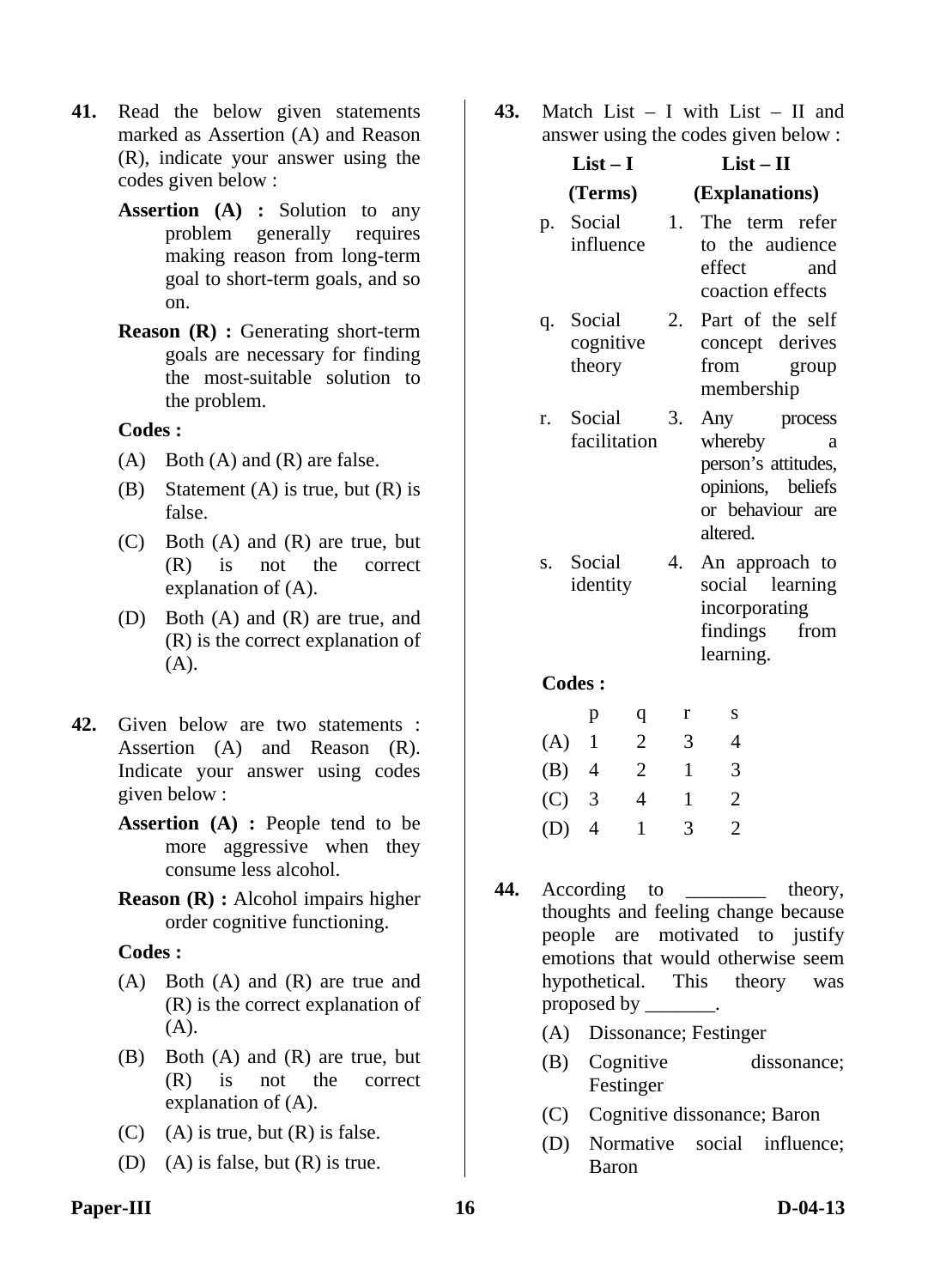**41.** Read the below given statements marked as Assertion (A) and Reason (R), indicate your answer using the codes given below :

**Assertion (A) :** Solution to any problem generally requires making reason from long-term goal to short-term goals, and so on.

**Reason (R) :** Generating short-term goals are necessary for finding the most-suitable solution to the problem.

**Codes :**

(A) Both (A) and (R) are false.

(B) Statement (A) is true, but (R) is false.

(C) Both (A) and (R) are true, but (R) is not the correct explanation of (A).

(D) Both (A) and (R) are true, and (R) is the correct explanation of (A).

**42.** Given below are two statements : Assertion (A) and Reason (R). Indicate your answer using codes given below :

**Assertion (A) :** People tend to be more aggressive when they consume less alcohol.

**Reason (R) :** Alcohol impairs higher order cognitive functioning.

**Codes :**

(A) Both (A) and (R) are true and (R) is the correct explanation of (A).

(B) Both (A) and (R) are true, but (R) is not the correct explanation of (A).

(C) (A) is true, but (R) is false.

(D) (A) is false, but (R) is true.

**43.** Match List – I with List – II and answer using the codes given below :

| | List – I (Terms) | | List – II (Explanations) |
|---|---|---|---|
| p. | Social influence | 1. | The term refer to the audience effect and coaction effects |
| q. | Social cognitive theory | 2. | Part of the self concept derives from group membership |
| r. | Social facilitation | 3. | Any process whereby a person's attitudes, opinions, beliefs or behaviour are altered. |
| s. | Social identity | 4. | An approach to social learning incorporating findings from learning. |

**Codes :**

| | p | q | r | s |
|---|---|---|---|---|
| (A) | 1 | 2 | 3 | 4 |
| (B) | 4 | 2 | 1 | 3 |
| (C) | 3 | 4 | 1 | 2 |
| (D) | 4 | 1 | 3 | 2 |

**44.** According to ________ theory, thoughts and feeling change because people are motivated to justify emotions that would otherwise seem hypothetical. This theory was proposed by _______.

(A) Dissonance; Festinger

(B) Cognitive dissonance; Festinger

(C) Cognitive dissonance; Baron

(D) Normative social influence; Baron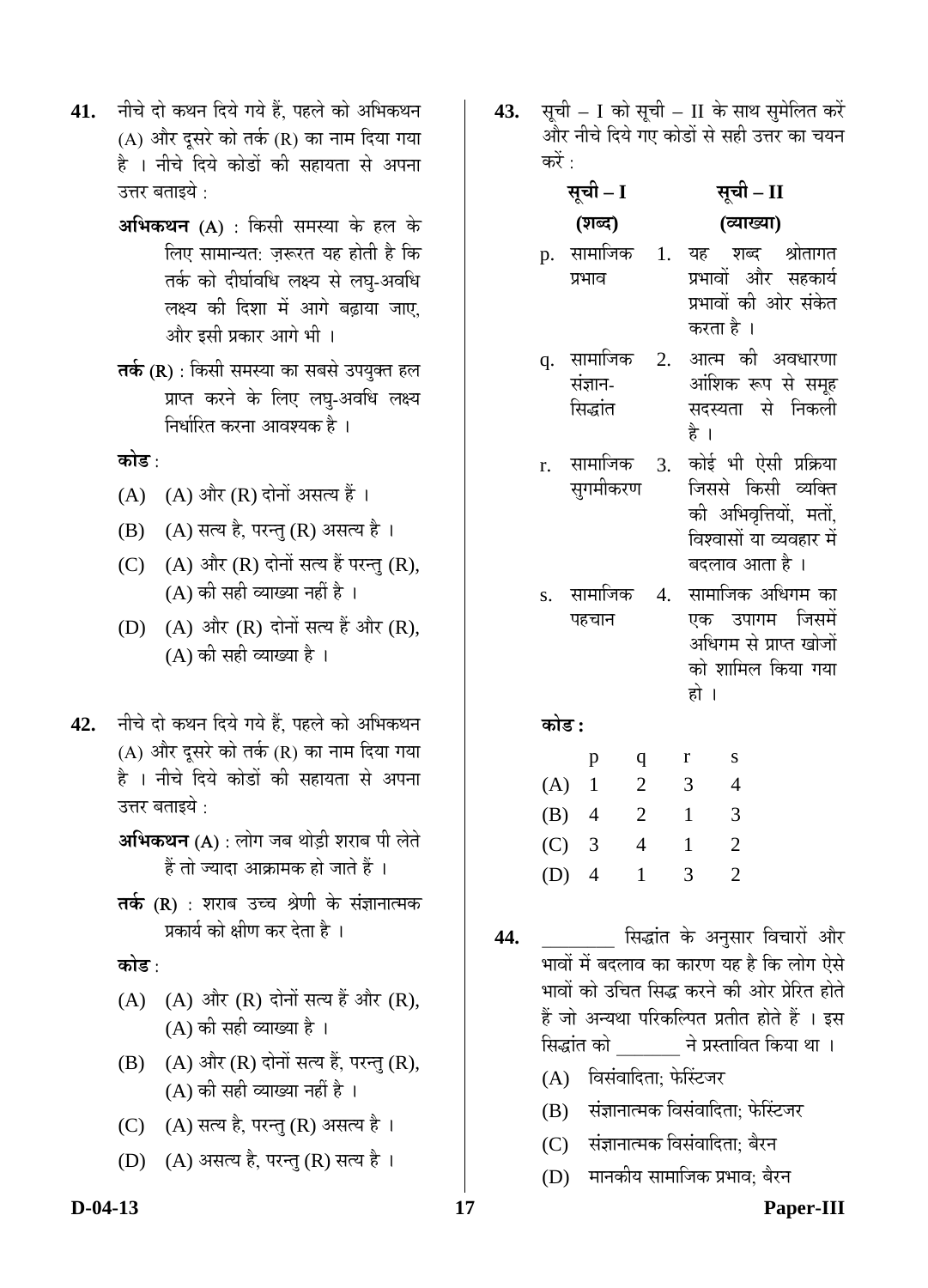**41.** नीचे दो कथन दिये गये हैं, पहले को अभिकथन (A) और दूसरे को तर्क (R) का नाम दिया गया है । नीचे दिये कोडों की सहायता से अपना उत्तर बताइये :

**अभिकथन (A)** : किसी समस्या के हल के लिए सामान्यत: ज़रूरत यह होती है कि तर्क को दीर्घावधि लक्ष्य से लघु-अवधि लक्ष्य की दिशा में आगे बढ़ाया जाए, और इसी प्रकार आगे भी ।

**तर्क (R)** : किसी समस्या का सबसे उपयुक्त हल प्राप्त करने के लिए लघु-अवधि लक्ष्य निर्धारित करना आवश्यक है ।

**कोड** :

(A) (A) और (R) दोनों असत्य हैं ।

(B) (A) सत्य है, परन्तु (R) असत्य है ।

(C) (A) और (R) दोनों सत्य हैं परन्तु (R), (A) की सही व्याख्या नहीं है ।

(D) (A) और (R) दोनों सत्य हैं और (R), (A) की सही व्याख्या है ।

**42.** नीचे दो कथन दिये गये हैं, पहले को अभिकथन (A) और दूसरे को तर्क (R) का नाम दिया गया है । नीचे दिये कोडों की सहायता से अपना उत्तर बताइये :

**अभिकथन (A)** : लोग जब थोड़ी शराब पी लेते हैं तो ज्यादा आक्रामक हो जाते हैं ।

**तर्क (R)** : शराब उच्च श्रेणी के संज्ञानात्मक प्रकार्य को क्षीण कर देता है ।

**कोड** :

(A) (A) और (R) दोनों सत्य हैं और (R), (A) की सही व्याख्या है ।

(B) (A) और (R) दोनों सत्य हैं, परन्तु (R), (A) की सही व्याख्या नहीं है ।

(C) (A) सत्य है, परन्तु (R) असत्य है ।

(D) (A) असत्य है, परन्तु (R) सत्य है ।

**43.** सूची – I को सूची – II के साथ सुमेलित करें और नीचे दिये गए कोडों से सही उत्तर का चयन करें :

| | सूची – I (शब्द) | | सूची – II (व्याख्या) |
|---|---|---|---|
| p. | सामाजिक प्रभाव | 1. | यह शब्द श्रोतागत प्रभावों और सहकार्य प्रभावों की ओर संकेत करता है । |
| q. | सामाजिक संज्ञान-सिद्धांत | 2. | आत्म की अवधारणा आंशिक रूप से समूह सदस्यता से निकली है । |
| r. | सामाजिक सुगमीकरण | 3. | कोई भी ऐसी प्रक्रिया जिससे किसी व्यक्ति की अभिवृत्तियों, मतों, विश्वासों या व्यवहार में बदलाव आता है । |
| s. | सामाजिक पहचान | 4. | सामाजिक अधिगम का एक उपागम जिसमें अधिगम से प्राप्त खोजों को शामिल किया गया हो । |

**कोड :**

| | p | q | r | s |
|---|---|---|---|---|
| (A) | 1 | 2 | 3 | 4 |
| (B) | 4 | 2 | 1 | 3 |
| (C) | 3 | 4 | 1 | 2 |
| (D) | 4 | 1 | 3 | 2 |

**44.** ________ सिद्धांत के अनुसार विचारों और भावों में बदलाव का कारण यह है कि लोग ऐसे भावों को उचित सिद्ध करने की ओर प्रेरित होते हैं जो अन्यथा परिकल्पित प्रतीत होते हैं । इस सिद्धांत को _______ ने प्रस्तावित किया था ।

(A) विसंवादिता; फेस्टिंजर

(B) संज्ञानात्मक विसंवादिता; फेस्टिंजर

(C) संज्ञानात्मक विसंवादिता; बैरन

(D) मानकीय सामाजिक प्रभाव; बैरन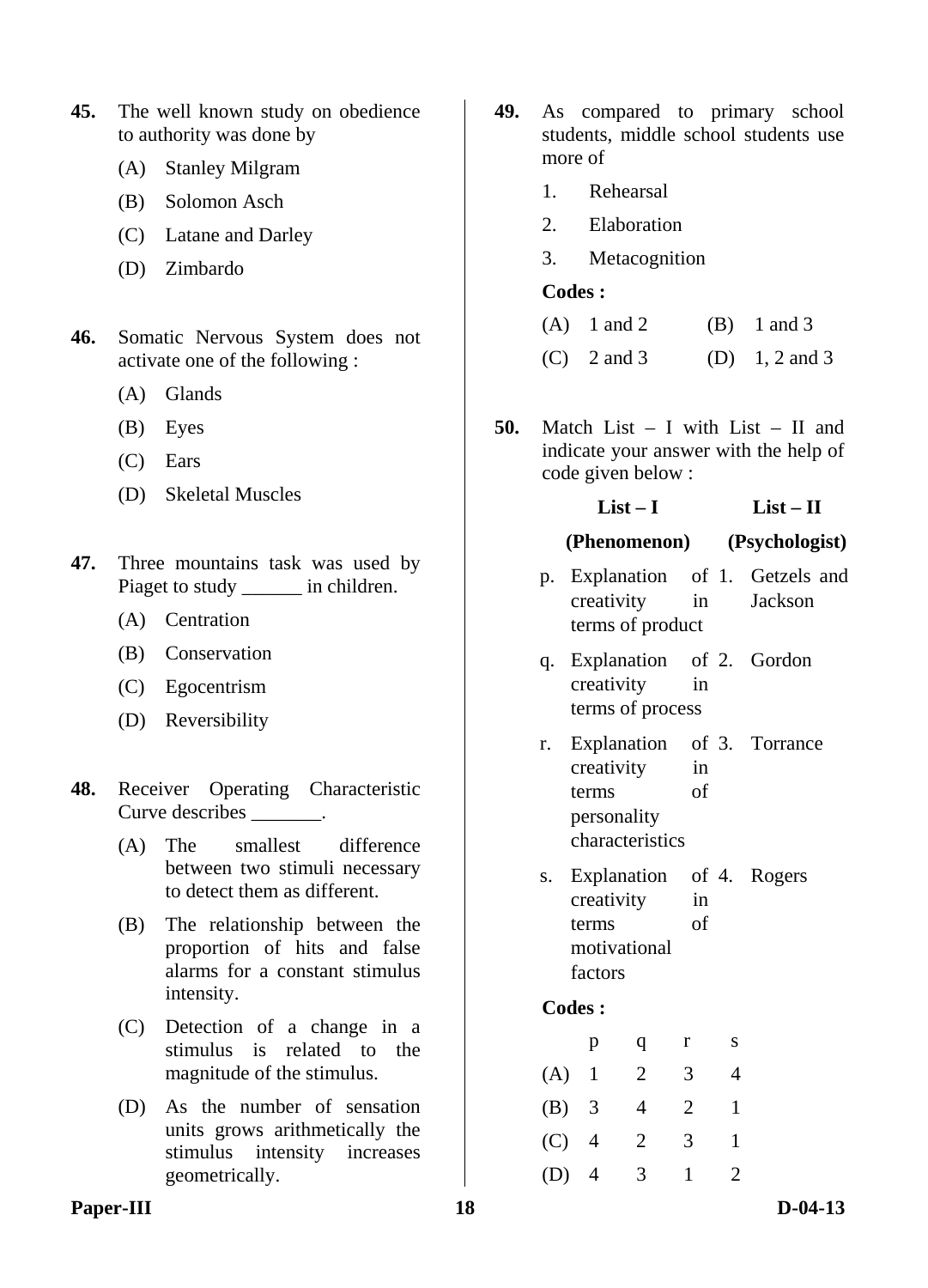**45.** The well known study on obedience to authority was done by

(A) Stanley Milgram

(B) Solomon Asch

(C) Latane and Darley

(D) Zimbardo

**46.** Somatic Nervous System does not activate one of the following :

(A) Glands

(B) Eyes

(C) Ears

(D) Skeletal Muscles

**47.** Three mountains task was used by Piaget to study ______ in children.

(A) Centration

(B) Conservation

(C) Egocentrism

(D) Reversibility

**48.** Receiver Operating Characteristic Curve describes _______.

(A) The smallest difference between two stimuli necessary to detect them as different.

(B) The relationship between the proportion of hits and false alarms for a constant stimulus intensity.

(C) Detection of a change in a stimulus is related to the magnitude of the stimulus.

(D) As the number of sensation units grows arithmetically the stimulus intensity increases geometrically.

**49.** As compared to primary school students, middle school students use more of

1. Rehearsal
2. Elaboration
3. Metacognition

**Codes :**

(A) 1 and 2 (B) 1 and 3

(C) 2 and 3 (D) 1, 2 and 3

**50.** Match List – I with List – II and indicate your answer with the help of code given below :

| | **List – I (Phenomenon)** | | **List – II (Psychologist)** |
|---|---|---|---|
| p. | Explanation of creativity in terms of product | 1. | Getzels and Jackson |
| q. | Explanation of creativity in terms of process | 2. | Gordon |
| r. | Explanation of creativity in terms of personality characteristics | 3. | Torrance |
| s. | Explanation of creativity in terms of motivational factors | 4. | Rogers |

**Codes :**

| | p | q | r | s |
|---|---|---|---|---|
| (A) | 1 | 2 | 3 | 4 |
| (B) | 3 | 4 | 2 | 1 |
| (C) | 4 | 2 | 3 | 1 |
| (D) | 4 | 3 | 1 | 2 |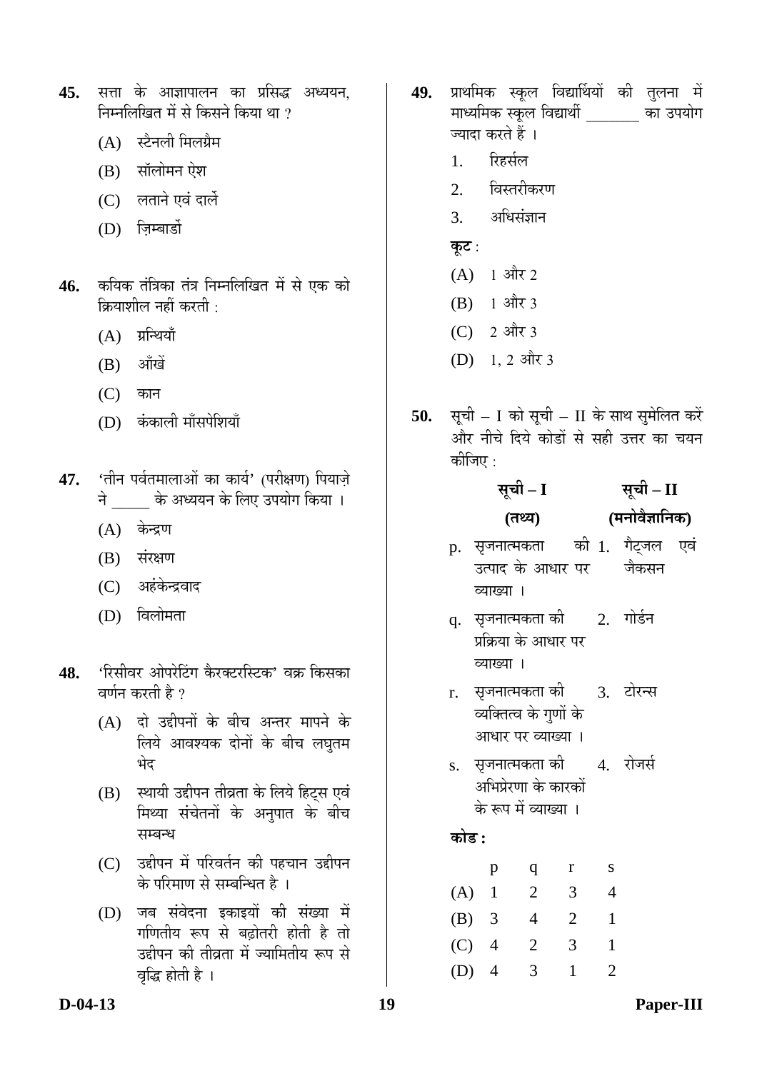**45.** सत्ता के आज्ञापालन का प्रसिद्ध अध्ययन, निम्नलिखित में से किसने किया था ?

(A) स्टैनली मिलग्रैम

(B) सॉलोमन ऐश

(C) लताने एवं दार्ले

(D) ज़िम्बार्डो

**46.** कयिक तंत्रिका तंत्र निम्नलिखित में से एक को क्रियाशील नहीं करती :

(A) ग्रन्थियाँ

(B) आँखें

(C) कान

(D) कंकाली माँसपेशियाँ

**47.** 'तीन पर्वतमालाओं का कार्य' (परीक्षण) पियाज़े ने _____ के अध्ययन के लिए उपयोग किया ।

(A) केन्द्रण

(B) संरक्षण

(C) अहंकेन्द्रवाद

(D) विलोमता

**48.** 'रिसीवर ओपरेटिंग कैरक्टरस्टिक' वक्र किसका वर्णन करती है ?

(A) दो उद्दीपनों के बीच अन्तर मापने के लिये आवश्यक दोनों के बीच लघुतम भेद

(B) स्थायी उद्दीपन तीव्रता के लिये हिट्स एवं मिथ्या संचेतनों के अनुपात के बीच सम्बन्ध

(C) उद्दीपन में परिवर्तन की पहचान उद्दीपन के परिमाण से सम्बन्धित है ।

(D) जब संवेदना इकाइयों की संख्या में गणितीय रूप से बढ़ोतरी होती है तो उद्दीपन की तीव्रता में ज्यामितीय रूप से वृद्धि होती है ।

**49.** प्राथमिक स्कूल विद्यार्थियों की तुलना में माध्यमिक स्कूल विद्यार्थी _______ का उपयोग ज्यादा करते हैं ।

1. रिहर्सल
2. विस्तरीकरण
3. अधिसंज्ञान

**कूट** :

(A) 1 और 2

(B) 1 और 3

(C) 2 और 3

(D) 1, 2 और 3

**50.** सूची – I को सूची – II के साथ सुमेलित करें और नीचे दिये कोडों से सही उत्तर का चयन कीजिए :

| | सूची – I (तथ्य) | | सूची – II (मनोवैज्ञानिक) |
|---|---|---|---|
| p. | सृजनात्मकता की उत्पाद के आधार पर व्याख्या । | 1. | गैट्ज़ल एवं जैकसन |
| q. | सृजनात्मकता की प्रक्रिया के आधार पर व्याख्या । | 2. | गोर्डन |
| r. | सृजनात्मकता की व्यक्तित्व के गुणों के आधार पर व्याख्या । | 3. | टोरन्स |
| s. | सृजनात्मकता की अभिप्रेरणा के कारकों के रूप में व्याख्या । | 4. | रोजर्स |

**कोड :**

| | p | q | r | s |
|---|---|---|---|---|
| (A) | 1 | 2 | 3 | 4 |
| (B) | 3 | 4 | 2 | 1 |
| (C) | 4 | 2 | 3 | 1 |
| (D) | 4 | 3 | 1 | 2 |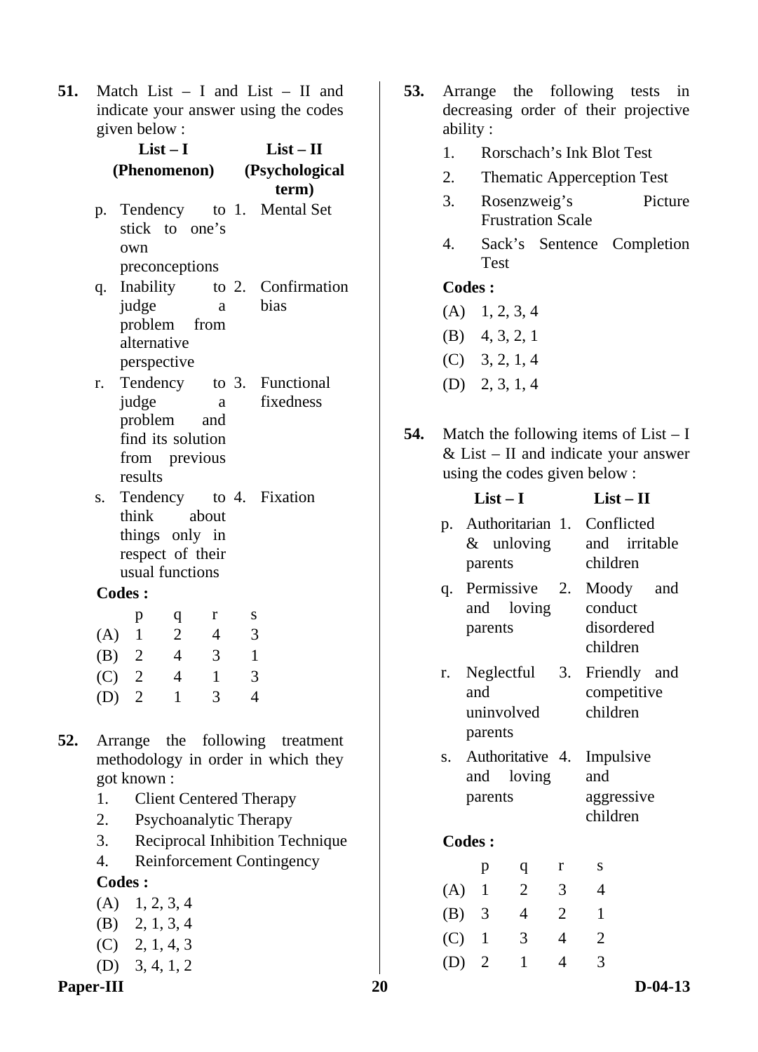**51.** Match List – I and List – II and indicate your answer using the codes given below :

| | List – I (Phenomenon) | | List – II (Psychological term) |
|---|---|---|---|
| p. | Tendency to stick to one's own preconceptions | 1. | Mental Set |
| q. | Inability to judge a problem from alternative perspective | 2. | Confirmation bias |
| r. | Tendency to judge a problem and find its solution from previous results | 3. | Functional fixedness |
| s. | Tendency to think about things only in respect of their usual functions | 4. | Fixation |

**Codes :**

| | p | q | r | s |
|---|---|---|---|---|
| (A) | 1 | 2 | 4 | 3 |
| (B) | 2 | 4 | 3 | 1 |
| (C) | 2 | 4 | 1 | 3 |
| (D) | 2 | 1 | 3 | 4 |

**52.** Arrange the following treatment methodology in order in which they got known :

1. Client Centered Therapy
2. Psychoanalytic Therapy
3. Reciprocal Inhibition Technique
4. Reinforcement Contingency

**Codes :**

(A) 1, 2, 3, 4
(B) 2, 1, 3, 4
(C) 2, 1, 4, 3
(D) 3, 4, 1, 2

**53.** Arrange the following tests in decreasing order of their projective ability :

1. Rorschach's Ink Blot Test
2. Thematic Apperception Test
3. Rosenzweig's Picture Frustration Scale
4. Sack's Sentence Completion Test

**Codes :**

(A) 1, 2, 3, 4
(B) 4, 3, 2, 1
(C) 3, 2, 1, 4
(D) 2, 3, 1, 4

**54.** Match the following items of List – I & List – II and indicate your answer using the codes given below :

| | List – I | | List – II |
|---|---|---|---|
| p. | Authoritarian & unloving parents | 1. | Conflicted and irritable children |
| q. | Permissive and loving parents | 2. | Moody and conduct disordered children |
| r. | Neglectful and uninvolved parents | 3. | Friendly and competitive children |
| s. | Authoritative and loving parents | 4. | Impulsive and aggressive children |

**Codes :**

| | p | q | r | s |
|---|---|---|---|---|
| (A) | 1 | 2 | 3 | 4 |
| (B) | 3 | 4 | 2 | 1 |
| (C) | 1 | 3 | 4 | 2 |
| (D) | 2 | 1 | 4 | 3 |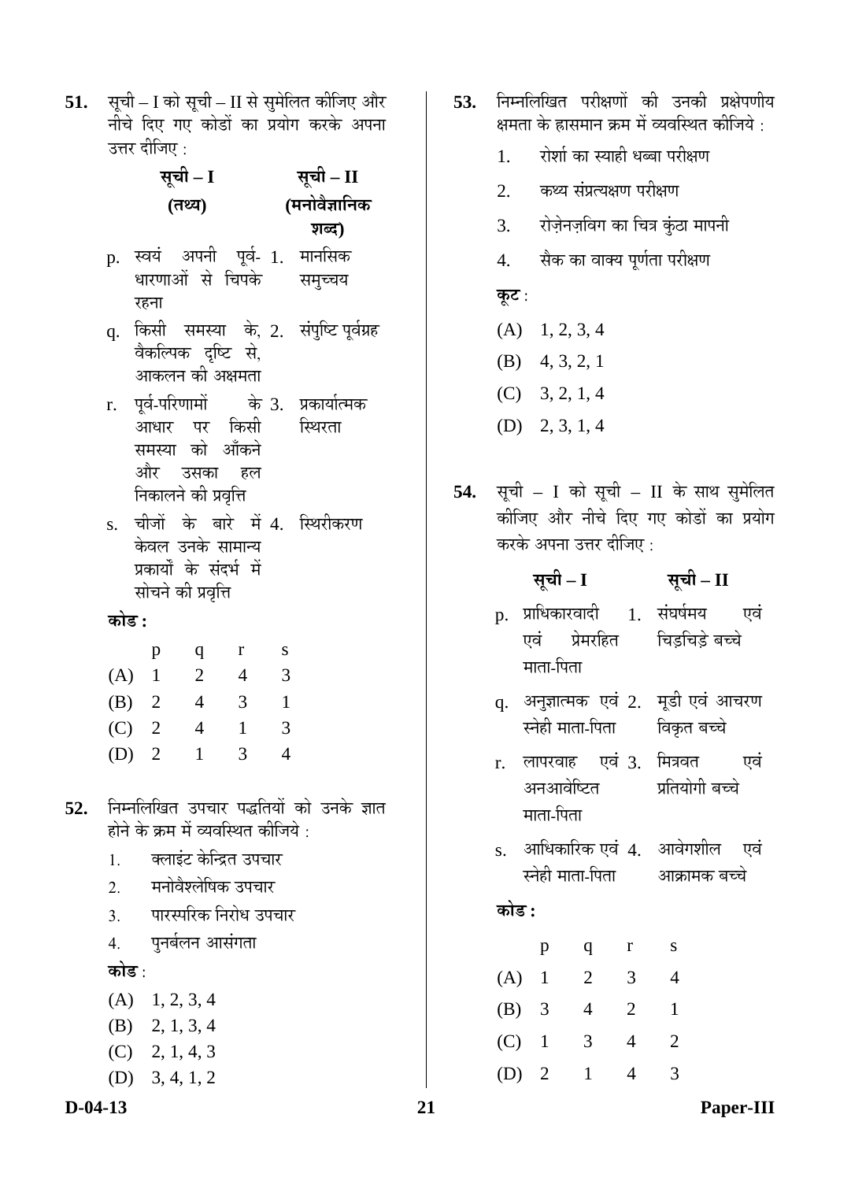**51.** सूची – I को सूची – II से सुमेलित कीजिए और नीचे दिए गए कोडों का प्रयोग करके अपना उत्तर दीजिए :

| सूची – I (तथ्य) | सूची – II (मनोवैज्ञानिक शब्द) |
|---|---|
| p. स्वयं अपनी पूर्व-धारणाओं से चिपके रहना | 1. मानसिक समुच्चय |
| q. किसी समस्या के, वैकल्पिक दृष्टि से, आकलन की अक्षमता | 2. संपुष्टि पूर्वग्रह |
| r. पूर्व-परिणामों के आधार पर किसी समस्या को आँकने और उसका हल निकालने की प्रवृत्ति | 3. प्रकार्यात्मक स्थिरता |
| s. चीजों के बारे में केवल उनके सामान्य प्रकार्यों के संदर्भ में सोचने की प्रवृत्ति | 4. स्थिरीकरण |

**कोड :**

| | p | q | r | s |
|---|---|---|---|---|
| (A) | 1 | 2 | 4 | 3 |
| (B) | 2 | 4 | 3 | 1 |
| (C) | 2 | 4 | 1 | 3 |
| (D) | 2 | 1 | 3 | 4 |

**52.** निम्नलिखित उपचार पद्धतियों को उनके ज्ञात होने के क्रम में व्यवस्थित कीजिये :

1. क्लाइंट केन्द्रित उपचार
2. मनोवैश्लेषिक उपचार
3. पारस्परिक निरोध उपचार
4. पुनर्बलन आसंगता

**कोड** :

(A) 1, 2, 3, 4
(B) 2, 1, 3, 4
(C) 2, 1, 4, 3
(D) 3, 4, 1, 2

**53.** निम्नलिखित परीक्षणों की उनकी प्रक्षेपणीय क्षमता के ह्रासमान क्रम में व्यवस्थित कीजिये :

1. रोर्शा का स्याही धब्बा परीक्षण
2. कथ्य संप्रत्यक्षण परीक्षण
3. रोज़ेनज़विग का चित्र कुंठा मापनी
4. सैक का वाक्य पूर्णता परीक्षण

**कूट** :

(A) 1, 2, 3, 4
(B) 4, 3, 2, 1
(C) 3, 2, 1, 4
(D) 2, 3, 1, 4

**54.** सूची – I को सूची – II के साथ सुमेलित कीजिए और नीचे दिए गए कोडों का प्रयोग करके अपना उत्तर दीजिए :

| सूची – I | सूची – II |
|---|---|
| p. प्राधिकारवादी एवं प्रेमरहित माता-पिता | 1. संघर्षमय एवं चिड़चिड़े बच्चे |
| q. अनुज्ञात्मक एवं स्नेही माता-पिता | 2. मूडी एवं आचरण विकृत बच्चे |
| r. लापरवाह एवं अनआवेष्टित माता-पिता | 3. मित्रवत एवं प्रतियोगी बच्चे |
| s. आधिकारिक एवं स्नेही माता-पिता | 4. आवेगशील एवं आक्रामक बच्चे |

**कोड :**

| | p | q | r | s |
|---|---|---|---|---|
| (A) | 1 | 2 | 3 | 4 |
| (B) | 3 | 4 | 2 | 1 |
| (C) | 1 | 3 | 4 | 2 |
| (D) | 2 | 1 | 4 | 3 |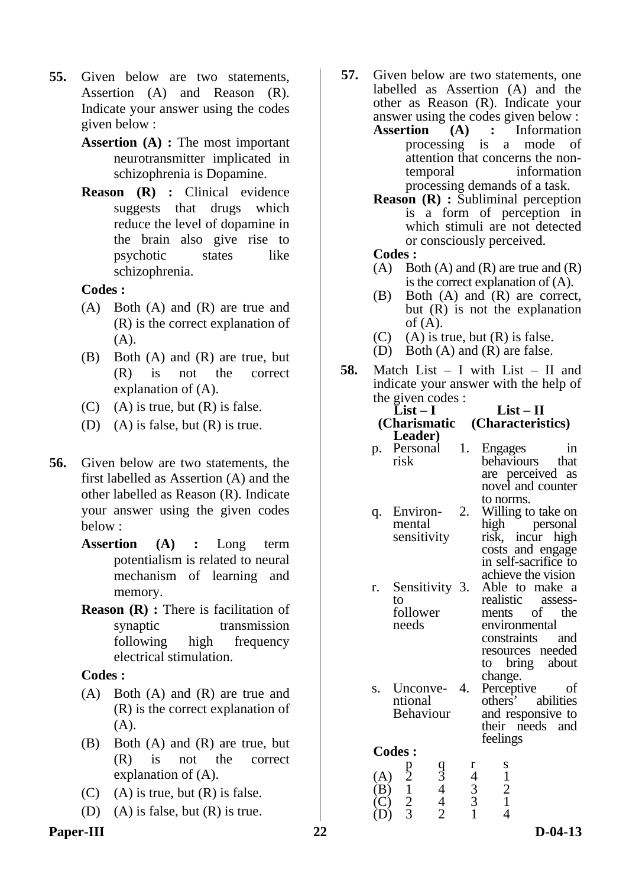**55.** Given below are two statements, Assertion (A) and Reason (R). Indicate your answer using the codes given below :

**Assertion (A) :** The most important neurotransmitter implicated in schizophrenia is Dopamine.

**Reason (R) :** Clinical evidence suggests that drugs which reduce the level of dopamine in the brain also give rise to psychotic states like schizophrenia.

**Codes :**

(A) Both (A) and (R) are true and (R) is the correct explanation of (A).

(B) Both (A) and (R) are true, but (R) is not the correct explanation of (A).

(C) (A) is true, but (R) is false.

(D) (A) is false, but (R) is true.

**56.** Given below are two statements, the first labelled as Assertion (A) and the other labelled as Reason (R). Indicate your answer using the given codes below :

**Assertion (A) :** Long term potentialism is related to neural mechanism of learning and memory.

**Reason (R) :** There is facilitation of synaptic transmission following high frequency electrical stimulation.

**Codes :**

(A) Both (A) and (R) are true and (R) is the correct explanation of (A).

(B) Both (A) and (R) are true, but (R) is not the correct explanation of (A).

(C) (A) is true, but (R) is false.

(D) (A) is false, but (R) is true.

**57.** Given below are two statements, one labelled as Assertion (A) and the other as Reason (R). Indicate your answer using the codes given below :

**Assertion (A) :** Information processing is a mode of attention that concerns the non-temporal information processing demands of a task.

**Reason (R) :** Subliminal perception is a form of perception in which stimuli are not detected or consciously perceived.

**Codes :**

(A) Both (A) and (R) are true and (R) is the correct explanation of (A).

(B) Both (A) and (R) are correct, but (R) is not the explanation of (A).

(C) (A) is true, but (R) is false.

(D) Both (A) and (R) are false.

**58.** Match List – I with List – II and indicate your answer with the help of the given codes :

| | List – I (Charismatic Leader) | | List – II (Characteristics) |
|---|---|---|---|
| p. | Personal risk | 1. | Engages in behaviours that are perceived as novel and counter to norms. |
| q. | Environmental sensitivity | 2. | Willing to take on high personal risk, incur high costs and engage in self-sacrifice to achieve the vision |
| r. | Sensitivity to follower needs | 3. | Able to make a realistic assessments of the environmental constraints and resources needed to bring about change. |
| s. | Unconventional Behaviour | 4. | Perceptive of others' abilities and responsive to their needs and feelings |

**Codes :**

| | p | q | r | s |
|---|---|---|---|---|
| (A) | 2 | 3 | 4 | 1 |
| (B) | 1 | 4 | 3 | 2 |
| (C) | 2 | 4 | 3 | 1 |
| (D) | 3 | 2 | 1 | 4 |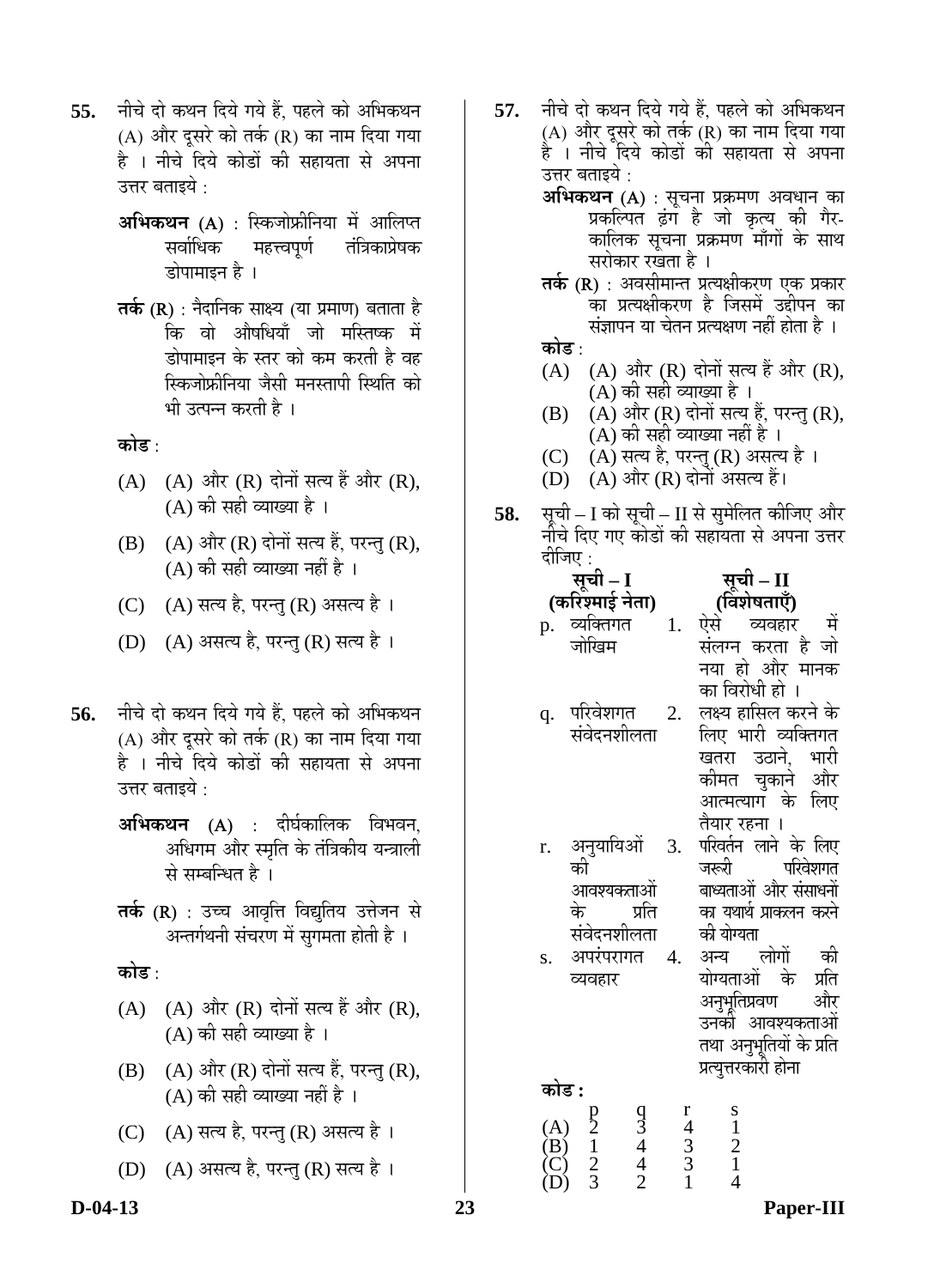**55.** नीचे दो कथन दिये गये हैं, पहले को अभिकथन (A) और दूसरे को तर्क (R) का नाम दिया गया है । नीचे दिये कोडों की सहायता से अपना उत्तर बताइये :

**अभिकथन (A)** : स्किजोफ्रीनिया में आलिप्त सर्वाधिक महत्त्वपूर्ण तंत्रिकाप्रेषक डोपामाइन है ।

**तर्क (R)** : नैदानिक साक्ष्य (या प्रमाण) बताता है कि वो औषधियाँ जो मस्तिष्क में डोपामाइन के स्तर को कम करती है वह स्किजोफ्रीनिया जैसी मनस्तापी स्थिति को भी उत्पन्न करती है ।

**कोड** :

(A) (A) और (R) दोनों सत्य हैं और (R), (A) की सही व्याख्या है ।

(B) (A) और (R) दोनों सत्य हैं, परन्तु (R), (A) की सही व्याख्या नहीं है ।

(C) (A) सत्य है, परन्तु (R) असत्य है ।

(D) (A) असत्य है, परन्तु (R) सत्य है ।

**56.** नीचे दो कथन दिये गये हैं, पहले को अभिकथन (A) और दूसरे को तर्क (R) का नाम दिया गया है । नीचे दिये कोडों की सहायता से अपना उत्तर बताइये :

**अभिकथन (A)** : दीर्घकालिक विभवन, अधिगम और स्मृति के तंत्रिकीय यन्त्राली से सम्बन्धित है ।

**तर्क (R)** : उच्च आवृत्ति विद्युतिय उत्तेजन से अन्तर्ग्रथनी संचरण में सुगमता होती है ।

**कोड** :

(A) (A) और (R) दोनों सत्य हैं और (R), (A) की सही व्याख्या है ।

(B) (A) और (R) दोनों सत्य हैं, परन्तु (R), (A) की सही व्याख्या नहीं है ।

(C) (A) सत्य है, परन्तु (R) असत्य है ।

(D) (A) असत्य है, परन्तु (R) सत्य है ।

**57.** नीचे दो कथन दिये गये हैं, पहले को अभिकथन (A) और दूसरे को तर्क (R) का नाम दिया गया है । नीचे दिये कोडों की सहायता से अपना उत्तर बताइये :

**अभिकथन (A)** : सूचना प्रक्रमण अवधान का प्रकल्पित ढंग है जो कृत्य की गैर-कालिक सूचना प्रक्रमण माँगों के साथ सरोकार रखता है ।

**तर्क (R)** : अवसीमान्त प्रत्यक्षीकरण एक प्रकार का प्रत्यक्षीकरण है जिसमें उद्दीपन का संज्ञापन या चेतन प्रत्यक्षण नहीं होता है ।

**कोड** :

(A) (A) और (R) दोनों सत्य हैं और (R), (A) की सही व्याख्या है ।

(B) (A) और (R) दोनों सत्य हैं, परन्तु (R), (A) की सही व्याख्या नहीं है ।

(C) (A) सत्य है, परन्तु (R) असत्य है ।

(D) (A) और (R) दोनों असत्य हैं।

**58.** सूची – I को सूची – II से सुमेलित कीजिए और नीचे दिए गए कोडों की सहायता से अपना उत्तर दीजिए :

| | सूची – I (करिश्माई नेता) | | सूची – II (विशेषताएँ) |
|---|---|---|---|
| p. | व्यक्तिगत जोखिम | 1. | ऐसे व्यवहार में संलग्न करता है जो नया हो और मानक का विरोधी हो । |
| q. | परिवेशगत संवेदनशीलता | 2. | लक्ष्य हासिल करने के लिए भारी व्यक्तिगत खतरा उठाने, भारी कीमत चुकाने और आत्मत्याग के लिए तैयार रहना । |
| r. | अनुयायिओं की आवश्यकताओं के प्रति संवेदनशीलता | 3. | परिवर्तन लाने के लिए जरूरी परिवेशगत बाध्यताओं और संसाधनों का यथार्थ प्राक्कलन करने की योग्यता |
| s. | अपरंपरागत व्यवहार | 4. | अन्य लोगों की योग्यताओं के प्रति अनुभूतिप्रवण और उनकी आवश्यकताओं तथा अनुभूतियों के प्रति प्रत्युत्तरकारी होना |

**कोड :**

| | p | q | r | s |
|---|---|---|---|---|
| (A) | 2 | 3 | 4 | 1 |
| (B) | 1 | 4 | 3 | 2 |
| (C) | 2 | 4 | 3 | 1 |
| (D) | 3 | 2 | 1 | 4 |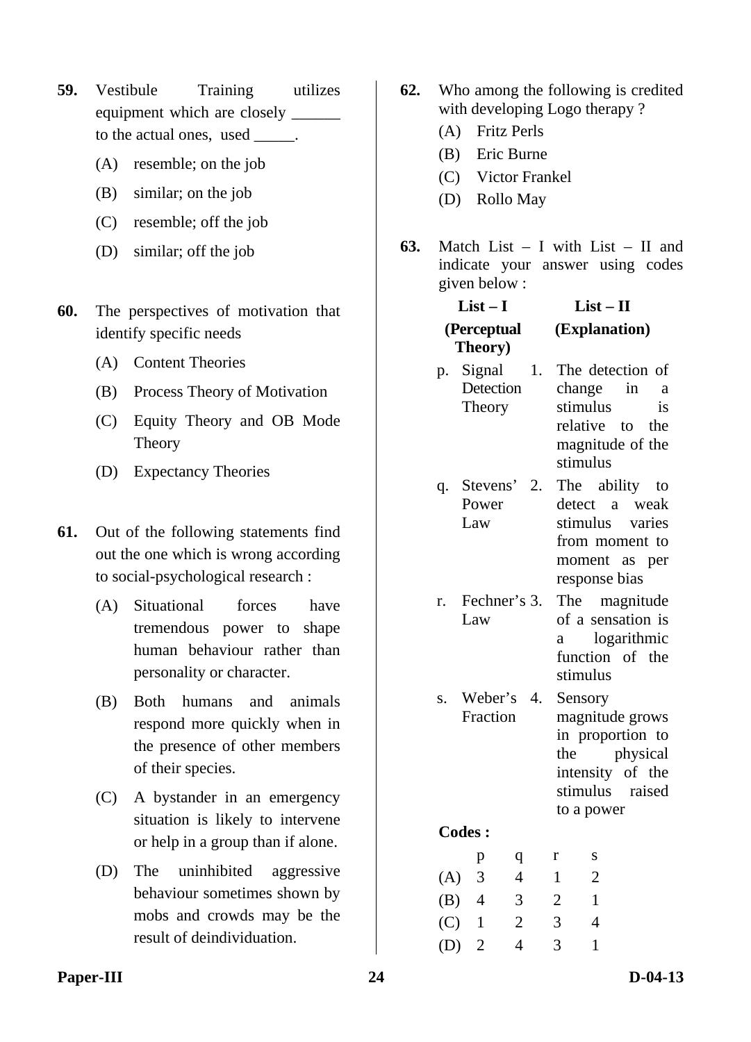**59.** Vestibule Training utilizes equipment which are closely ______ to the actual ones, used _____.

(A) resemble; on the job

(B) similar; on the job

(C) resemble; off the job

(D) similar; off the job

**60.** The perspectives of motivation that identify specific needs

(A) Content Theories

(B) Process Theory of Motivation

(C) Equity Theory and OB Mode Theory

(D) Expectancy Theories

**61.** Out of the following statements find out the one which is wrong according to social-psychological research :

(A) Situational forces have tremendous power to shape human behaviour rather than personality or character.

(B) Both humans and animals respond more quickly when in the presence of other members of their species.

(C) A bystander in an emergency situation is likely to intervene or help in a group than if alone.

(D) The uninhibited aggressive behaviour sometimes shown by mobs and crowds may be the result of deindividuation.

**62.** Who among the following is credited with developing Logo therapy ?

(A) Fritz Perls

(B) Eric Burne

(C) Victor Frankel

(D) Rollo May

**63.** Match List – I with List – II and indicate your answer using codes given below :

| List – I (Perceptual Theory) | List – II (Explanation) |
|---|---|
| p. Signal Detection Theory | 1. The detection of change in a stimulus is relative to the magnitude of the stimulus |
| q. Stevens' Power Law | 2. The ability to detect a weak stimulus varies from moment to moment as per response bias |
| r. Fechner's Law | 3. The magnitude of a sensation is a logarithmic function of the stimulus |
| s. Weber's Fraction | 4. Sensory magnitude grows in proportion to the physical intensity of the stimulus raised to a power |

**Codes :**

| | p | q | r | s |
|---|---|---|---|---|
| (A) | 3 | 4 | 1 | 2 |
| (B) | 4 | 3 | 2 | 1 |
| (C) | 1 | 2 | 3 | 4 |
| (D) | 2 | 4 | 3 | 1 |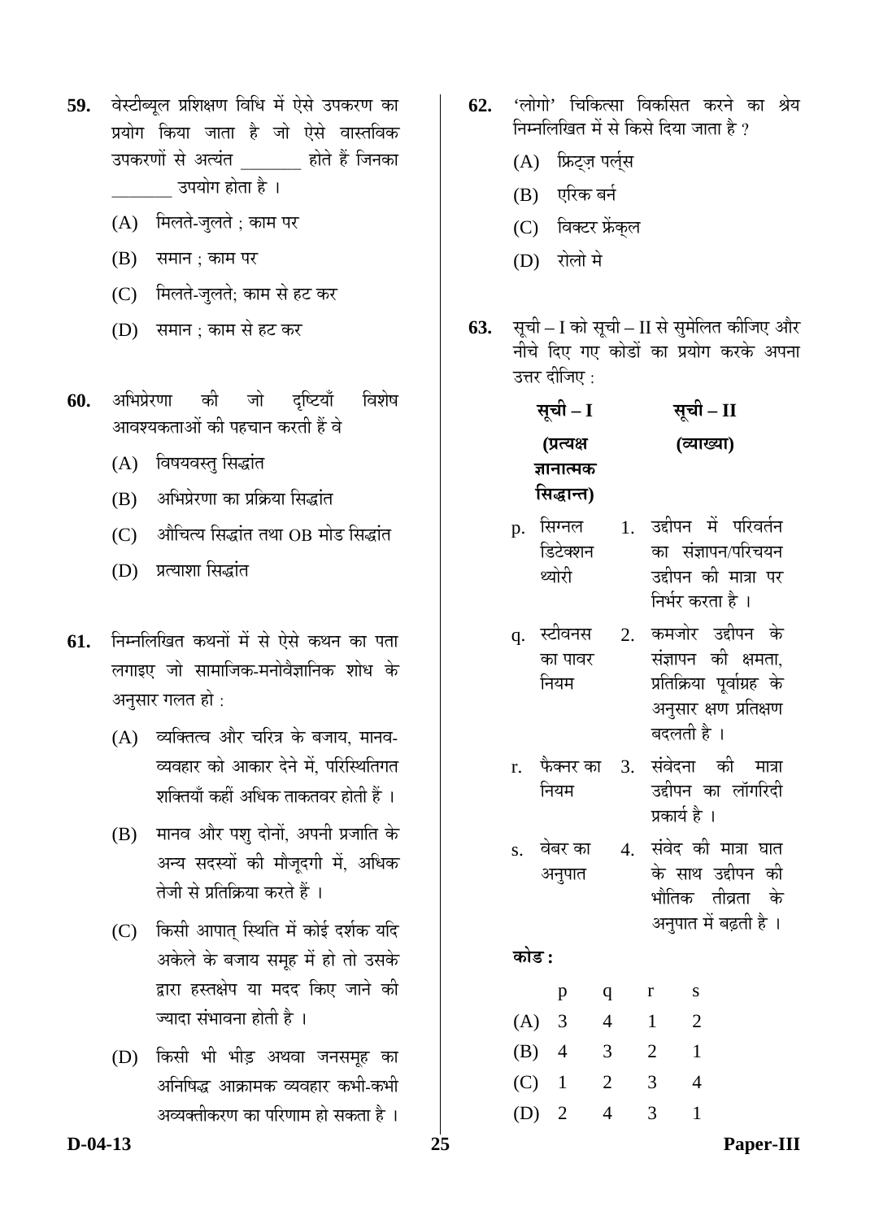**59.** वेस्टीब्यूल प्रशिक्षण विधि में ऐसे उपकरण का प्रयोग किया जाता है जो ऐसे वास्तविक उपकरणों से अत्यंत _______ होते हैं जिनका _______ उपयोग होता है ।

(A) मिलते-जुलते ; काम पर

(B) समान ; काम पर

(C) मिलते-जुलते; काम से हट कर

(D) समान ; काम से हट कर

**60.** अभिप्रेरणा की जो दृष्टियाँ विशेष आवश्यकताओं की पहचान करती हैं वे

(A) विषयवस्तु सिद्धांत

(B) अभिप्रेरणा का प्रक्रिया सिद्धांत

(C) औचित्य सिद्धांत तथा OB मोड सिद्धांत

(D) प्रत्याशा सिद्धांत

**61.** निम्नलिखित कथनों में से ऐसे कथन का पता लगाइए जो सामाजिक-मनोवैज्ञानिक शोध के अनुसार गलत हो :

(A) व्यक्तित्व और चरित्र के बजाय, मानव-व्यवहार को आकार देने में, परिस्थितिगत शक्तियाँ कहीं अधिक ताकतवर होती हैं ।

(B) मानव और पशु दोनों, अपनी प्रजाति के अन्य सदस्यों की मौजूदगी में, अधिक तेजी से प्रतिक्रिया करते हैं ।

(C) किसी आपात् स्थिति में कोई दर्शक यदि अकेले के बजाय समूह में हो तो उसके द्वारा हस्तक्षेप या मदद किए जाने की ज्यादा संभावना होती है ।

(D) किसी भी भीड़ अथवा जनसमूह का अनिषिद्ध आक्रामक व्यवहार कभी-कभी अव्यक्तीकरण का परिणाम हो सकता है ।

**62.** 'लोगो' चिकित्सा विकसित करने का श्रेय निम्नलिखित में से किसे दिया जाता है ?

(A) फ्रिट्ज़ पर्ल्स

(B) एरिक बर्न

(C) विक्टर फ्रेंक्ल

(D) रोलो मे

**63.** सूची – I को सूची – II से सुमेलित कीजिए और नीचे दिए गए कोडों का प्रयोग करके अपना उत्तर दीजिए :

| **सूची – I (प्रत्यक्ष ज्ञानात्मक सिद्धान्त)** | **सूची – II (व्याख्या)** |
|---|---|
| p. सिग्नल डिटेक्शन थ्योरी | 1. उद्दीपन में परिवर्तन का संज्ञापन/परिचयन उद्दीपन की मात्रा पर निर्भर करता है । |
| q. स्टीवनस का पावर नियम | 2. कमजोर उद्दीपन के संज्ञापन की क्षमता, प्रतिक्रिया पूर्वाग्रह के अनुसार क्षण प्रतिक्षण बदलती है । |
| r. फैक्नर का नियम | 3. संवेदना की मात्रा उद्दीपन का लॉगरिदी प्रकार्य है । |
| s. वेबर का अनुपात | 4. संवेद की मात्रा घात के साथ उद्दीपन की भौतिक तीव्रता के अनुपात में बढ़ती है । |

**कोड :**

| | p | q | r | s |
|---|---|---|---|---|
| (A) | 3 | 4 | 1 | 2 |
| (B) | 4 | 3 | 2 | 1 |
| (C) | 1 | 2 | 3 | 4 |
| (D) | 2 | 4 | 3 | 1 |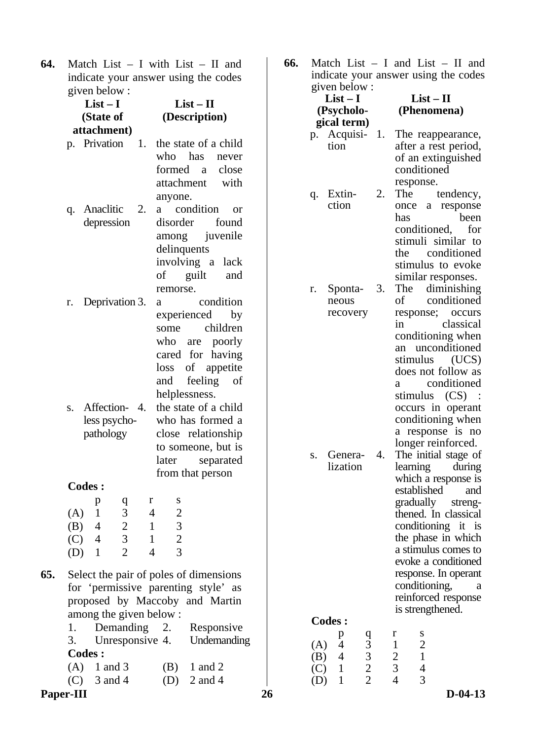**64.** Match List – I with List – II and indicate your answer using the codes given below :

| List – I (State of attachment) | | List – II (Description) |
|---|---|---|
| p. Privation | 1. | the state of a child who has never formed a close attachment with anyone. |
| q. Anaclitic depression | 2. | a condition or disorder found among juvenile delinquents involving a lack of guilt and remorse. |
| r. Deprivation | 3. | a condition experienced by some children who are poorly cared for having loss of appetite and feeling of helplessness. |
| s. Affection-less psycho-pathology | 4. | the state of a child who has formed a close relationship to someone, but is later separated from that person |

**Codes :**

| | p | q | r | s |
|---|---|---|---|---|
| (A) | 1 | 3 | 4 | 2 |
| (B) | 4 | 2 | 1 | 3 |
| (C) | 4 | 3 | 1 | 2 |
| (D) | 1 | 2 | 4 | 3 |

**65.** Select the pair of poles of dimensions for 'permissive parenting style' as proposed by Maccoby and Martin among the given below :

1. Demanding
2. Responsive
3. Unresponsive
4. Undemanding

**Codes :**

(A) 1 and 3 (B) 1 and 2

(C) 3 and 4 (D) 2 and 4

**66.** Match List – I and List – II and indicate your answer using the codes given below :

| List – I (Psychological term) | | List – II (Phenomena) |
|---|---|---|
| p. Acquisition | 1. | The reappearance, after a rest period, of an extinguished conditioned response. |
| q. Extinction | 2. | The tendency, once a response has been conditioned, for stimuli similar to the conditioned stimulus to evoke similar responses. |
| r. Spontaneous recovery | 3. | The diminishing of conditioned response; occurs in classical conditioning when an unconditioned stimulus (UCS) does not follow as a conditioned stimulus (CS) : occurs in operant conditioning when a response is no longer reinforced. |
| s. Generalization | 4. | The initial stage of learning during which a response is established and gradually strengthened. In classical conditioning it is the phase in which a stimulus comes to evoke a conditioned response. In operant conditioning, a reinforced response is strengthened. |

**Codes :**

| | p | q | r | s |
|---|---|---|---|---|
| (A) | 4 | 3 | 1 | 2 |
| (B) | 4 | 3 | 2 | 1 |
| (C) | 1 | 2 | 3 | 4 |
| (D) | 1 | 2 | 4 | 3 |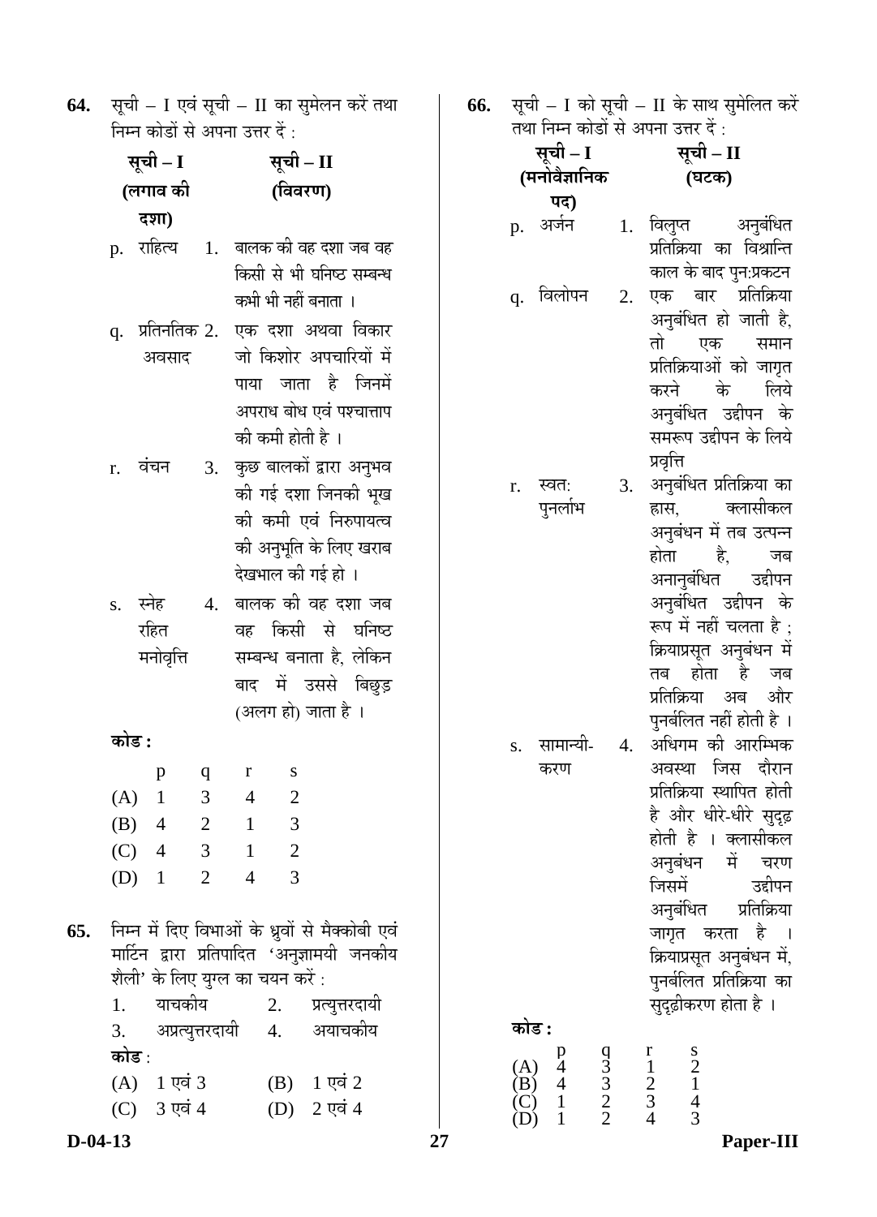**64.** सूची – I एवं सूची – II का सुमेलन करें तथा निम्न कोडों से अपना उत्तर दें :

| सूची – I (लगाव की दशा) | | सूची – II (विवरण) |
|---|---|---|
| p. | राहित्य | 1. बालक की वह दशा जब वह किसी से भी घनिष्ठ सम्बन्ध कभी भी नहीं बनाता । |
| q. | प्रतिनतिक अवसाद | 2. एक दशा अथवा विकार जो किशोर अपचारियों में पाया जाता है जिनमें अपराध बोध एवं पश्चात्ताप की कमी होती है । |
| r. | वंचन | 3. कुछ बालकों द्वारा अनुभव की गई दशा जिनकी भूख की कमी एवं निरुपायत्व की अनुभूति के लिए खराब देखभाल की गई हो । |
| s. | स्नेह रहित मनोवृत्ति | 4. बालक की वह दशा जब वह किसी से घनिष्ठ सम्बन्ध बनाता है, लेकिन बाद में उससे बिछुड़ (अलग हो) जाता है । |

**कोड :**

| | p | q | r | s |
|---|---|---|---|---|
| (A) | 1 | 3 | 4 | 2 |
| (B) | 4 | 2 | 1 | 3 |
| (C) | 4 | 3 | 1 | 2 |
| (D) | 1 | 2 | 4 | 3 |

**65.** निम्न में दिए विभाओं के ध्रुवों से मैक्कोबी एवं मार्टिन द्वारा प्रतिपादित 'अनुज्ञामयी जनकीय शैली' के लिए युग्म का चयन करें :

1. याचकीय
2. प्रत्युत्तरदायी
3. अप्रत्युत्तरदायी
4. अयाचकीय

**कोड :**

(A) 1 एवं 3
(B) 1 एवं 2
(C) 3 एवं 4
(D) 2 एवं 4

**66.** सूची – I को सूची – II के साथ सुमेलित करें तथा निम्न कोडों से अपना उत्तर दें :

| सूची – I (मनोवैज्ञानिक पद) | | सूची – II (घटक) |
|---|---|---|
| p. | अर्जन | 1. विलुप्त अनुबंधित प्रतिक्रिया का विश्रान्ति काल के बाद पुन:प्रकटन |
| q. | विलोपन | 2. एक बार प्रतिक्रिया अनुबंधित हो जाती है, तो एक समान प्रतिक्रियाओं को जागृत करने के लिये अनुबंधित उद्दीपन के समरूप उद्दीपन के लिये प्रवृत्ति |
| r. | स्वत: पुनर्लाभ | 3. अनुबंधित प्रतिक्रिया का ह्रास, क्लासीकल अनुबंधन में तब उत्पन्न होता है, जब अनानुबंधित उद्दीपन अनुबंधित उद्दीपन के रूप में नहीं चलता है ; क्रियाप्रसूत अनुबंधन में तब होता है जब प्रतिक्रिया अब और पुनर्बलित नहीं होती है । |
| s. | सामान्यीकरण | 4. अधिगम की आरम्भिक अवस्था जिस दौरान प्रतिक्रिया स्थापित होती है और धीरे-धीरे सुदृढ़ होती है । क्लासीकल अनुबंधन में चरण जिसमें उद्दीपन अनुबंधित प्रतिक्रिया जागृत करता है । क्रियाप्रसूत अनुबंधन में, पुनर्बलित प्रतिक्रिया का सुदृढ़ीकरण होता है । |

**कोड :**

| | p | q | r | s |
|---|---|---|---|---|
| (A) | 4 | 3 | 1 | 2 |
| (B) | 4 | 3 | 2 | 1 |
| (C) | 1 | 2 | 3 | 4 |
| (D) | 1 | 2 | 4 | 3 |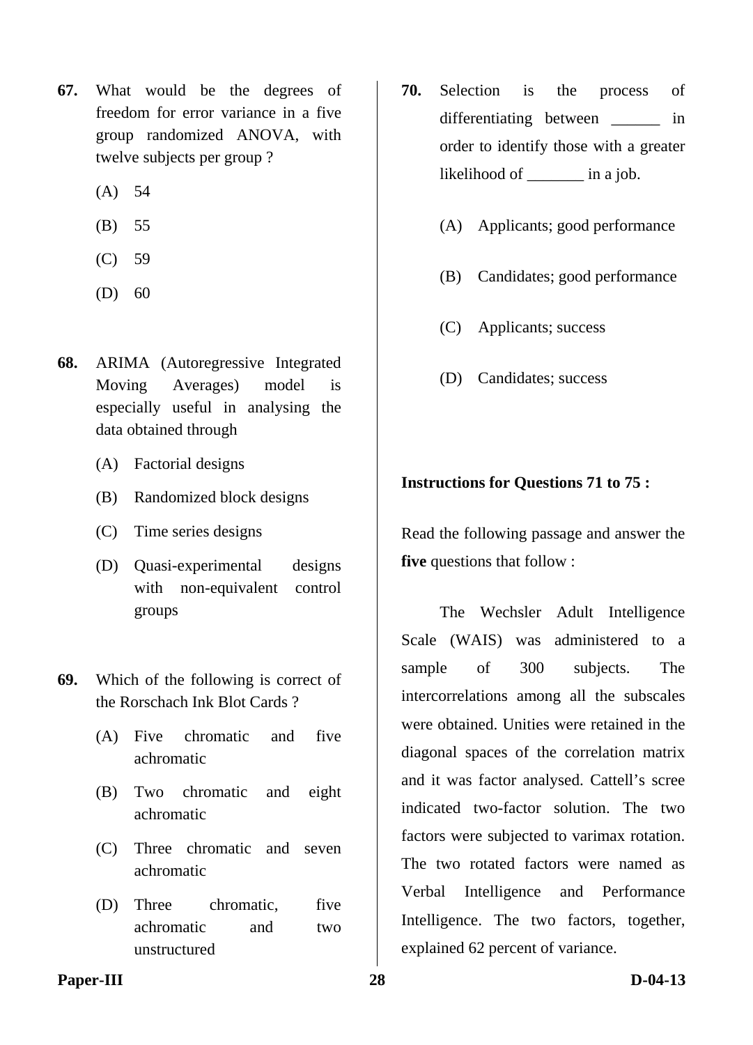**67.** What would be the degrees of freedom for error variance in a five group randomized ANOVA, with twelve subjects per group ?

(A) 54

(B) 55

(C) 59

(D) 60

**68.** ARIMA (Autoregressive Integrated Moving Averages) model is especially useful in analysing the data obtained through

(A) Factorial designs

(B) Randomized block designs

(C) Time series designs

(D) Quasi-experimental designs with non-equivalent control groups

**69.** Which of the following is correct of the Rorschach Ink Blot Cards ?

(A) Five chromatic and five achromatic

(B) Two chromatic and eight achromatic

(C) Three chromatic and seven achromatic

(D) Three chromatic, five achromatic and two unstructured

**70.** Selection is the process of differentiating between ______ in order to identify those with a greater likelihood of _______ in a job.

(A) Applicants; good performance

(B) Candidates; good performance

(C) Applicants; success

(D) Candidates; success

**Instructions for Questions 71 to 75 :**

Read the following passage and answer the **five** questions that follow :

The Wechsler Adult Intelligence Scale (WAIS) was administered to a sample of 300 subjects. The intercorrelations among all the subscales were obtained. Unities were retained in the diagonal spaces of the correlation matrix and it was factor analysed. Cattell's scree indicated two-factor solution. The two factors were subjected to varimax rotation. The two rotated factors were named as Verbal Intelligence and Performance Intelligence. The two factors, together, explained 62 percent of variance.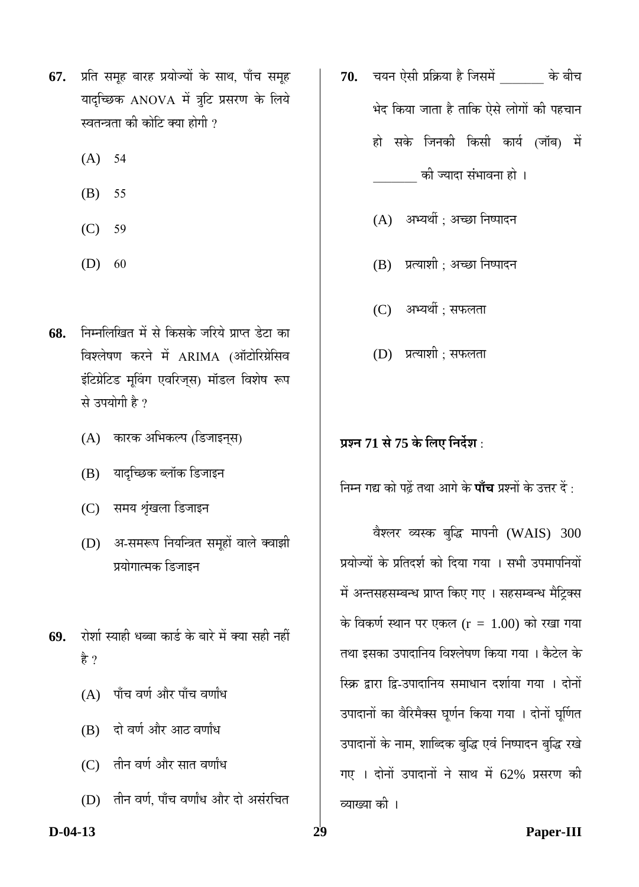**67.** प्रति समूह बारह प्रयोज्यों के साथ, पाँच समूह यादृच्छिक ANOVA में त्रुटि प्रसरण के लिये स्वतन्त्रता की कोटि क्या होगी ?

(A) 54

(B) 55

(C) 59

(D) 60

**68.** निम्नलिखित में से किसके जरिये प्राप्त डेटा का विश्लेषण करने में ARIMA (ऑटोरिग्रेसिव ईंटिग्रेटिड मूविंग एवरिज्स) मॉडल विशेष रूप से उपयोगी है ?

(A) कारक अभिकल्प (डिजाइन्स)

(B) यादृच्छिक ब्लॉक डिजाइन

(C) समय शृंखला डिजाइन

(D) अ-समरूप नियन्त्रित समूहों वाले क्वाझी प्रयोगात्मक डिजाइन

**69.** रोर्शा स्याही धब्बा कार्ड के बारे में क्या सही नहीं है ?

(A) पाँच वर्ण और पाँच वर्णांध

(B) दो वर्ण और आठ वर्णांध

(C) तीन वर्ण और सात वर्णांध

(D) तीन वर्ण, पाँच वर्णांध और दो असंरचित

**70.** चयन ऐसी प्रक्रिया है जिसमें _______ के बीच भेद किया जाता है ताकि ऐसे लोगों की पहचान हो सके जिनकी किसी कार्य (जॉब) में _______ की ज्यादा संभावना हो ।

(A) अभ्यर्थी ; अच्छा निष्पादन

(B) प्रत्याशी ; अच्छा निष्पादन

(C) अभ्यर्थी ; सफलता

(D) प्रत्याशी ; सफलता

**प्रश्न 71 से 75 के लिए निर्देश** :

निम्न गद्य को पढ़ें तथा आगे के **पाँच** प्रश्नों के उत्तर दें :

वैश्लर व्यस्क बुद्धि मापनी (WAIS) 300 प्रयोज्यों के प्रतिदर्श को दिया गया । सभी उपमापनियों में अन्तसहसम्बन्ध प्राप्त किए गए । सहसम्बन्ध मैट्रिक्स के विकर्ण स्थान पर एकल ($r = 1.00$) को रखा गया तथा इसका उपादानिय विश्लेषण किया गया । कैटेल के स्क्रि द्वारा द्वि-उपादानिय समाधान दर्शाया गया । दोनों उपादानों का वैरिमैक्स घूर्णन किया गया । दोनों घूर्णित उपादानों के नाम, शाब्दिक बुद्धि एवं निष्पादन बुद्धि रखे गए । दोनों उपादानों ने साथ में 62% प्रसरण की व्याख्या की ।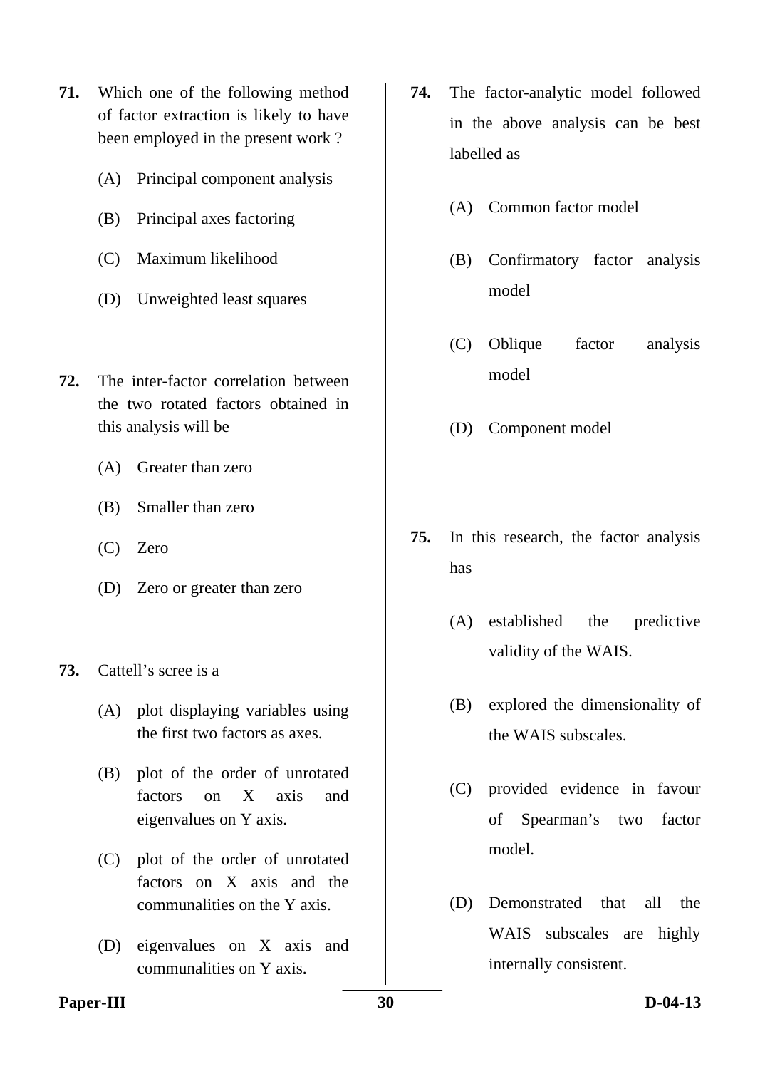**71.** Which one of the following method of factor extraction is likely to have been employed in the present work ?

(A) Principal component analysis

(B) Principal axes factoring

(C) Maximum likelihood

(D) Unweighted least squares

**72.** The inter-factor correlation between the two rotated factors obtained in this analysis will be

(A) Greater than zero

(B) Smaller than zero

(C) Zero

(D) Zero or greater than zero

**73.** Cattell's scree is a

(A) plot displaying variables using the first two factors as axes.

(B) plot of the order of unrotated factors on X axis and eigenvalues on Y axis.

(C) plot of the order of unrotated factors on X axis and the communalities on the Y axis.

(D) eigenvalues on X axis and communalities on Y axis.

**74.** The factor-analytic model followed in the above analysis can be best labelled as

(A) Common factor model

(B) Confirmatory factor analysis model

(C) Oblique factor analysis model

(D) Component model

**75.** In this research, the factor analysis has

(A) established the predictive validity of the WAIS.

(B) explored the dimensionality of the WAIS subscales.

(C) provided evidence in favour of Spearman's two factor model.

(D) Demonstrated that all the WAIS subscales are highly internally consistent.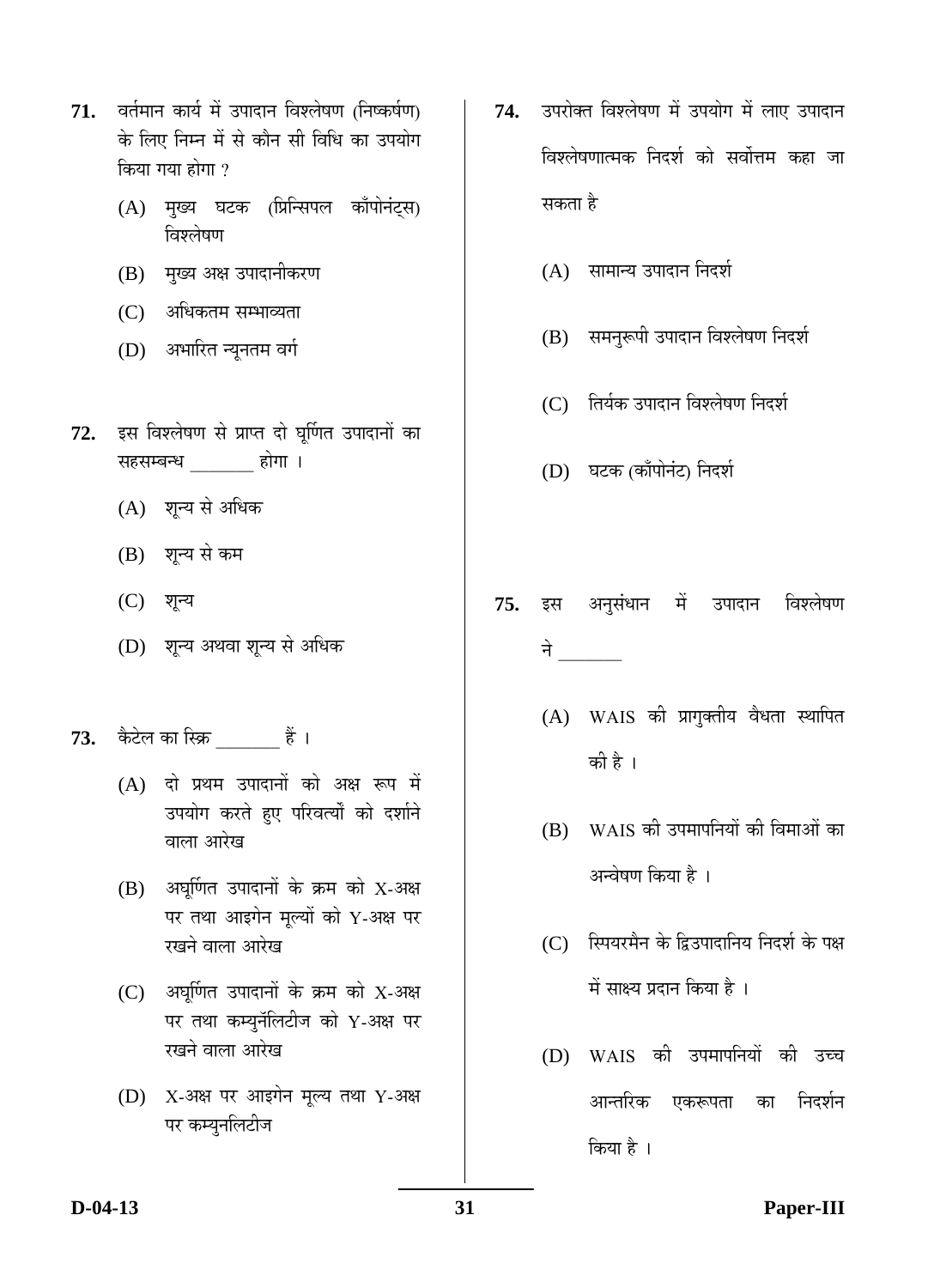71. वर्तमान कार्य में उपादान विश्लेषण (निष्कर्षण) के लिए निम्न में से कौन सी विधि का उपयोग किया गया होगा ?

   (A) मुख्य घटक (प्रिन्सिपल कॉंपोनंट्स) विश्लेषण

   (B) मुख्य अक्ष उपादानीकरण

   (C) अधिकतम सम्भाव्यता

   (D) अभारित न्यूनतम वर्ग

72. इस विश्लेषण से प्राप्त दो घूर्णित उपादानों का सहसम्बन्ध _______ होगा ।

   (A) शून्य से अधिक

   (B) शून्य से कम

   (C) शून्य

   (D) शून्य अथवा शून्य से अधिक

73. कैटेल का स्क्रि _______ हैं ।

   (A) दो प्रथम उपादानों को अक्ष रूप में उपयोग करते हुए परिवर्त्यों को दर्शाने वाला आरेख

   (B) अघूर्णित उपादानों के क्रम को X-अक्ष पर तथा आइगेन मूल्यों को Y-अक्ष पर रखने वाला आरेख

   (C) अघूर्णित उपादानों के क्रम को X-अक्ष पर तथा कम्युर्नेलिटीज को Y-अक्ष पर रखने वाला आरेख

   (D) X-अक्ष पर आइगेन मूल्य तथा Y-अक्ष पर कम्युनलिटीज

74. उपरोक्त विश्लेषण में उपयोग में लाए उपादान विश्लेषणात्मक निदर्श को सर्वोत्तम कहा जा सकता है

   (A) सामान्य उपादान निदर्श

   (B) समनुरूपी उपादान विश्लेषण निदर्श

   (C) तिर्यक उपादान विश्लेषण निदर्श

   (D) घटक (कॉंपोनंट) निदर्श

75. इस अनुसंधान में उपादान विश्लेषण ने _______

   (A) WAIS की प्रागुक्तीय वैधता स्थापित की है ।

   (B) WAIS की उपमापनियों की विमाओं का अन्वेषण किया है ।

   (C) स्पियरमैन के द्विउपादानिय निदर्श के पक्ष में साक्ष्य प्रदान किया है ।

   (D) WAIS की उपमापनियों की उच्च आन्तरिक एकरूपता का निदर्शन किया है ।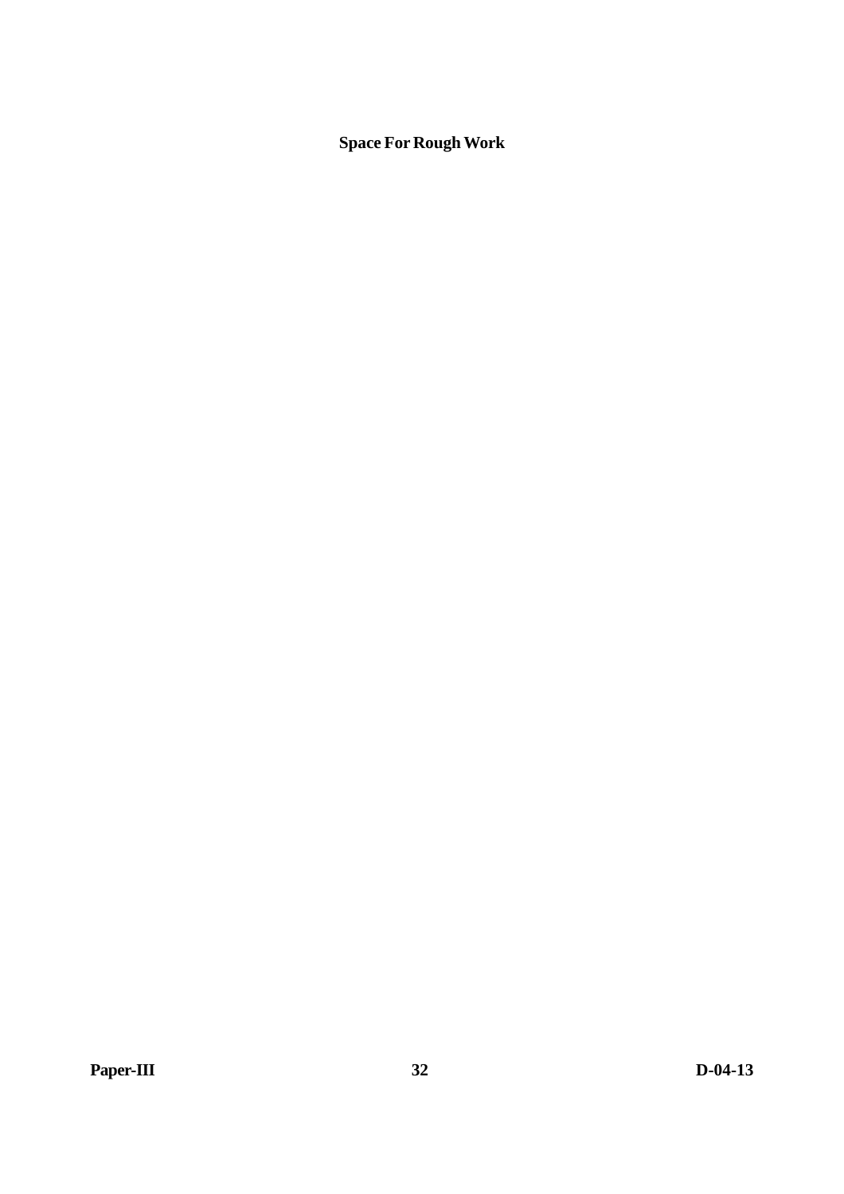**Space For Rough Work**